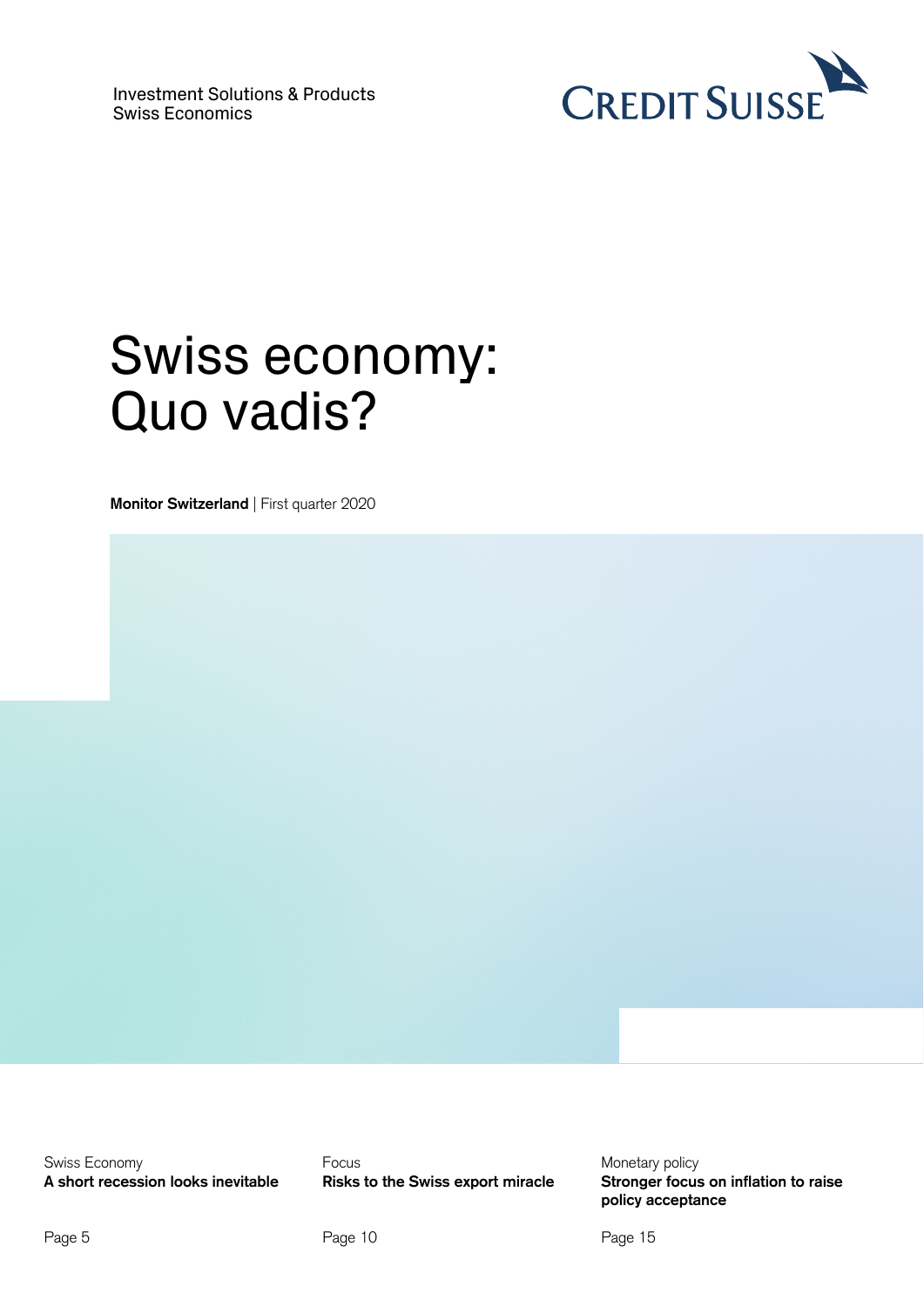Investment Solutions & Products
Swiss Economics

CREDIT SUISSE

# Swiss economy: Quo vadis?

**Monitor Switzerland** | First quarter 2020

Swiss Economy
**A short recession looks inevitable**
Page 5

Focus
**Risks to the Swiss export miracle**
Page 10

Monetary policy
**Stronger focus on inflation to raise policy acceptance**
Page 15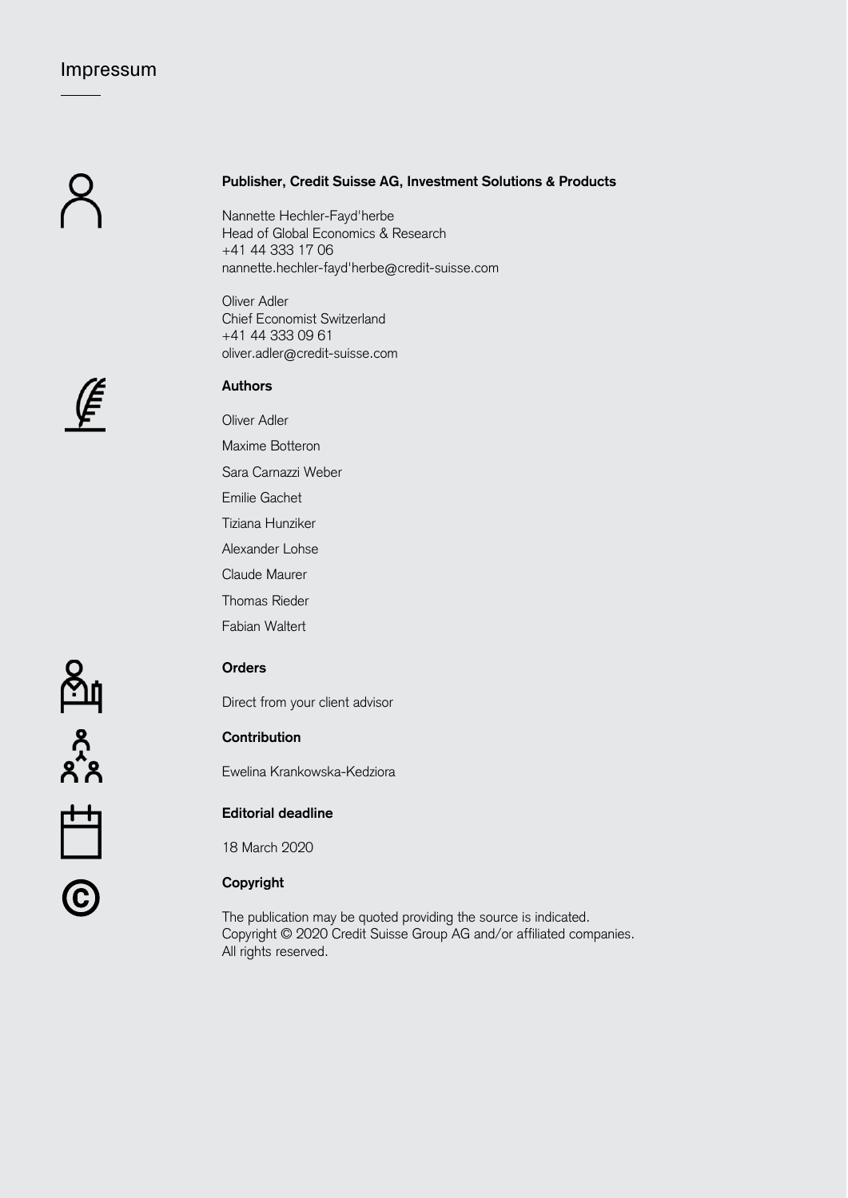# Impressum

**Publisher, Credit Suisse AG, Investment Solutions & Products**

Nannette Hechler-Fayd'herbe
Head of Global Economics & Research
+41 44 333 17 06
nannette.hechler-fayd'herbe@credit-suisse.com

Oliver Adler
Chief Economist Switzerland
+41 44 333 09 61
oliver.adler@credit-suisse.com

**Authors**

Oliver Adler

Maxime Botteron

Sara Carnazzi Weber

Emilie Gachet

Tiziana Hunziker

Alexander Lohse

Claude Maurer

Thomas Rieder

Fabian Waltert

**Orders**

Direct from your client advisor

**Contribution**

Ewelina Krankowska-Kedziora

**Editorial deadline**

18 March 2020

**Copyright**

The publication may be quoted providing the source is indicated.
Copyright © 2020 Credit Suisse Group AG and/or affiliated companies.
All rights reserved.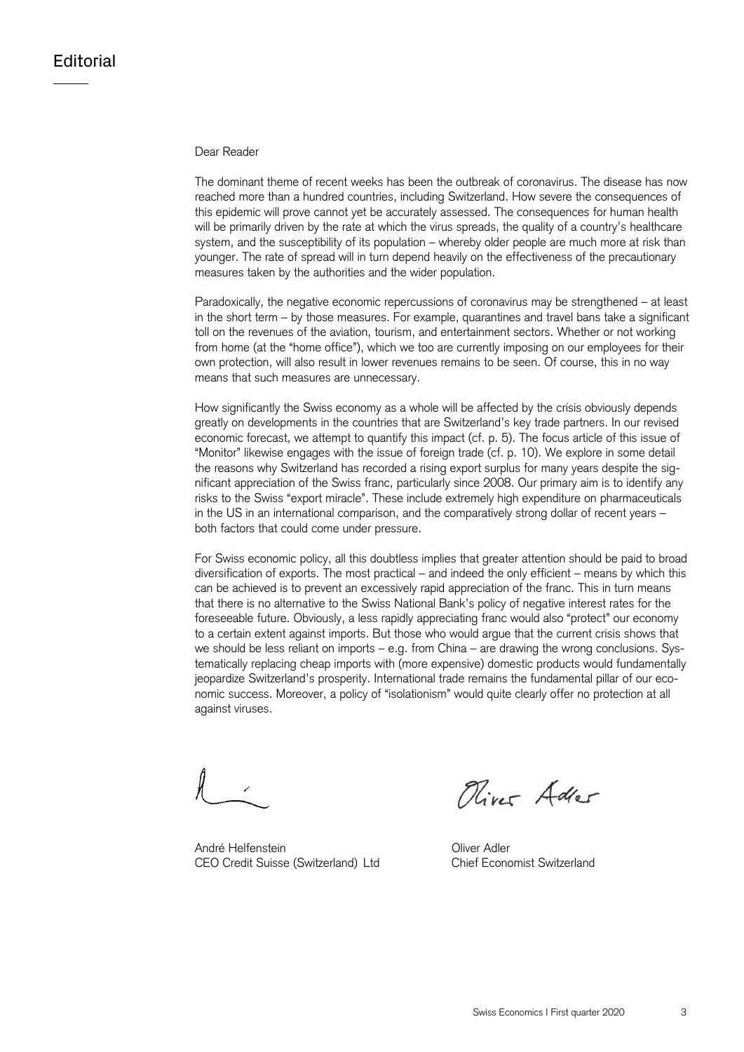# Editorial

Dear Reader

The dominant theme of recent weeks has been the outbreak of coronavirus. The disease has now reached more than a hundred countries, including Switzerland. How severe the consequences of this epidemic will prove cannot yet be accurately assessed. The consequences for human health will be primarily driven by the rate at which the virus spreads, the quality of a country's healthcare system, and the susceptibility of its population – whereby older people are much more at risk than younger. The rate of spread will in turn depend heavily on the effectiveness of the precautionary measures taken by the authorities and the wider population.

Paradoxically, the negative economic repercussions of coronavirus may be strengthened – at least in the short term – by those measures. For example, quarantines and travel bans take a significant toll on the revenues of the aviation, tourism, and entertainment sectors. Whether or not working from home (at the "home office"), which we too are currently imposing on our employees for their own protection, will also result in lower revenues remains to be seen. Of course, this in no way means that such measures are unnecessary.

How significantly the Swiss economy as a whole will be affected by the crisis obviously depends greatly on developments in the countries that are Switzerland's key trade partners. In our revised economic forecast, we attempt to quantify this impact (cf. p. 5). The focus article of this issue of "Monitor" likewise engages with the issue of foreign trade (cf. p. 10). We explore in some detail the reasons why Switzerland has recorded a rising export surplus for many years despite the significant appreciation of the Swiss franc, particularly since 2008. Our primary aim is to identify any risks to the Swiss "export miracle". These include extremely high expenditure on pharmaceuticals in the US in an international comparison, and the comparatively strong dollar of recent years – both factors that could come under pressure.

For Swiss economic policy, all this doubtless implies that greater attention should be paid to broad diversification of exports. The most practical – and indeed the only efficient – means by which this can be achieved is to prevent an excessively rapid appreciation of the franc. This in turn means that there is no alternative to the Swiss National Bank's policy of negative interest rates for the foreseeable future. Obviously, a less rapidly appreciating franc would also "protect" our economy to a certain extent against imports. But those who would argue that the current crisis shows that we should be less reliant on imports – e.g. from China – are drawing the wrong conclusions. Systematically replacing cheap imports with (more expensive) domestic products would fundamentally jeopardize Switzerland's prosperity. International trade remains the fundamental pillar of our economic success. Moreover, a policy of "isolationism" would quite clearly offer no protection at all against viruses.

André Helfenstein
CEO Credit Suisse (Switzerland) Ltd

Oliver Adler
Chief Economist Switzerland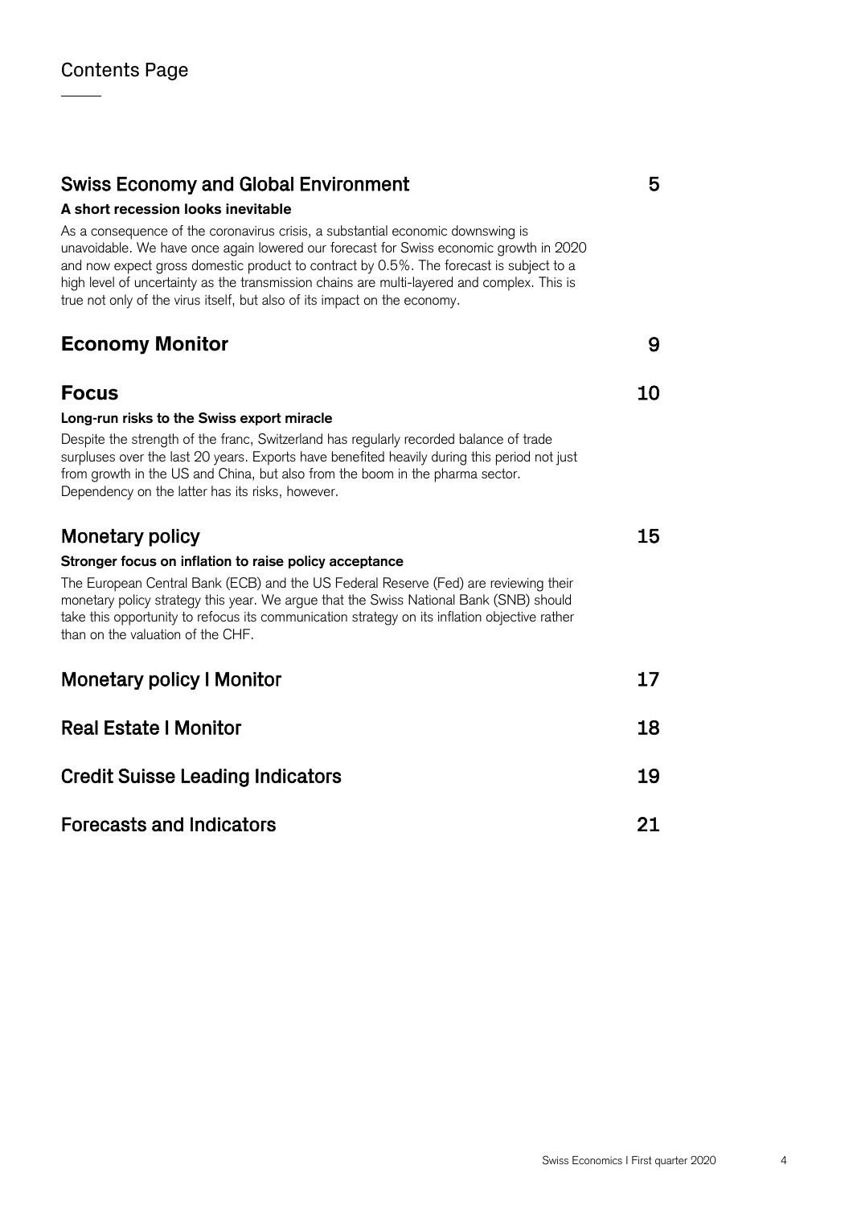# Contents Page

## Swiss Economy and Global Environment 5

**A short recession looks inevitable**

As a consequence of the coronavirus crisis, a substantial economic downswing is unavoidable. We have once again lowered our forecast for Swiss economic growth in 2020 and now expect gross domestic product to contract by 0.5%. The forecast is subject to a high level of uncertainty as the transmission chains are multi-layered and complex. This is true not only of the virus itself, but also of its impact on the economy.

## Economy Monitor 9

## Focus 10

**Long-run risks to the Swiss export miracle**

Despite the strength of the franc, Switzerland has regularly recorded balance of trade surpluses over the last 20 years. Exports have benefited heavily during this period not just from growth in the US and China, but also from the boom in the pharma sector. Dependency on the latter has its risks, however.

## Monetary policy 15

**Stronger focus on inflation to raise policy acceptance**

The European Central Bank (ECB) and the US Federal Reserve (Fed) are reviewing their monetary policy strategy this year. We argue that the Swiss National Bank (SNB) should take this opportunity to refocus its communication strategy on its inflation objective rather than on the valuation of the CHF.

## Monetary policy I Monitor 17

## Real Estate I Monitor 18

## Credit Suisse Leading Indicators 19

## Forecasts and Indicators 21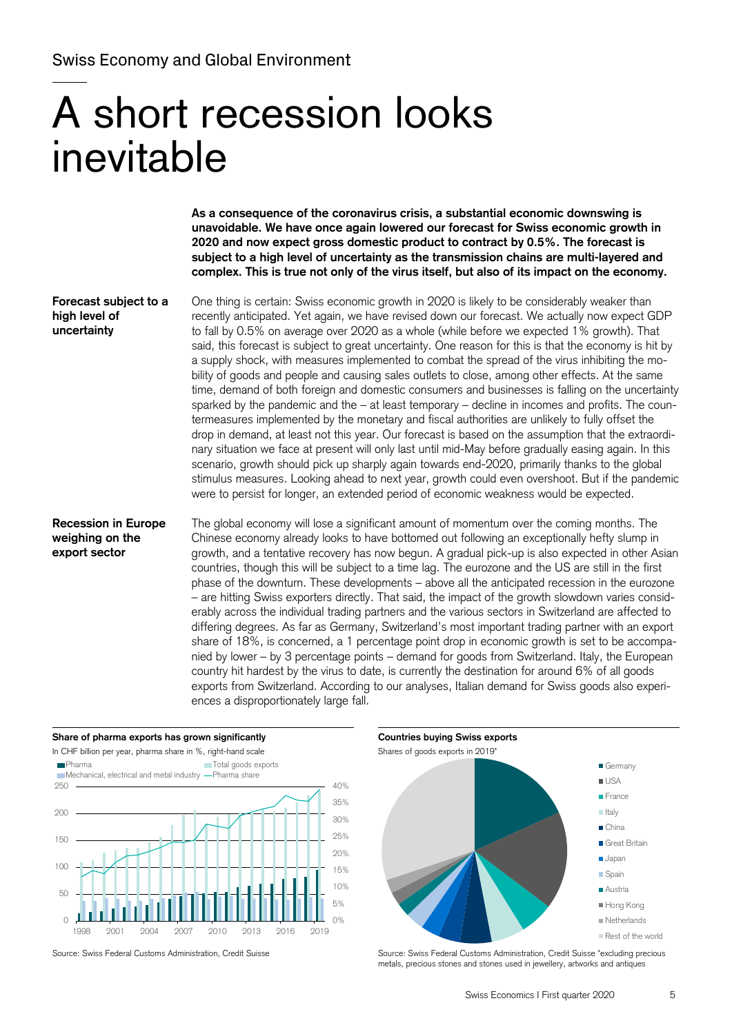Swiss Economy and Global Environment

# A short recession looks inevitable

**As a consequence of the coronavirus crisis, a substantial economic downswing is unavoidable. We have once again lowered our forecast for Swiss economic growth in 2020 and now expect gross domestic product to contract by 0.5%. The forecast is subject to a high level of uncertainty as the transmission chains are multi-layered and complex. This is true not only of the virus itself, but also of its impact on the economy.**

**Forecast subject to a high level of uncertainty**

One thing is certain: Swiss economic growth in 2020 is likely to be considerably weaker than recently anticipated. Yet again, we have revised down our forecast. We actually now expect GDP to fall by 0.5% on average over 2020 as a whole (while before we expected 1% growth). That said, this forecast is subject to great uncertainty. One reason for this is that the economy is hit by a supply shock, with measures implemented to combat the spread of the virus inhibiting the mobility of goods and people and causing sales outlets to close, among other effects. At the same time, demand of both foreign and domestic consumers and businesses is falling on the uncertainty sparked by the pandemic and the – at least temporary – decline in incomes and profits. The countermeasures implemented by the monetary and fiscal authorities are unlikely to fully offset the drop in demand, at least not this year. Our forecast is based on the assumption that the extraordinary situation we face at present will only last until mid-May before gradually easing again. In this scenario, growth should pick up sharply again towards end-2020, primarily thanks to the global stimulus measures. Looking ahead to next year, growth could even overshoot. But if the pandemic were to persist for longer, an extended period of economic weakness would be expected.

**Recession in Europe weighing on the export sector**

The global economy will lose a significant amount of momentum over the coming months. The Chinese economy already looks to have bottomed out following an exceptionally hefty slump in growth, and a tentative recovery has now begun. A gradual pick-up is also expected in other Asian countries, though this will be subject to a time lag. The eurozone and the US are still in the first phase of the downturn. These developments – above all the anticipated recession in the eurozone – are hitting Swiss exporters directly. That said, the impact of the growth slowdown varies considerably across the individual trading partners and the various sectors in Switzerland are affected to differing degrees. As far as Germany, Switzerland's most important trading partner with an export share of 18%, is concerned, a 1 percentage point drop in economic growth is set to be accompanied by lower – by 3 percentage points – demand for goods from Switzerland. Italy, the European country hit hardest by the virus to date, is currently the destination for around 6% of all goods exports from Switzerland. According to our analyses, Italian demand for Swiss goods also experiences a disproportionately large fall.

**Share of pharma exports has grown significantly**

In CHF billion per year, pharma share in %, right-hand scale

Source: Swiss Federal Customs Administration, Credit Suisse

**Countries buying Swiss exports**

Shares of goods exports in 2019*

Source: Swiss Federal Customs Administration, Credit Suisse *excluding precious metals, precious stones and stones used in jewellery, artworks and antiques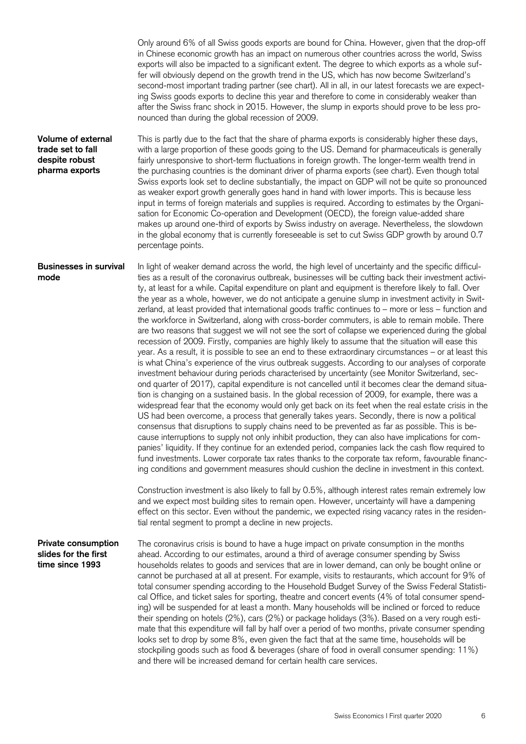Only around 6% of all Swiss goods exports are bound for China. However, given that the drop-off in Chinese economic growth has an impact on numerous other countries across the world, Swiss exports will also be impacted to a significant extent. The degree to which exports as a whole suffer will obviously depend on the growth trend in the US, which has now become Switzerland's second-most important trading partner (see chart). All in all, in our latest forecasts we are expecting Swiss goods exports to decline this year and therefore to come in considerably weaker than after the Swiss franc shock in 2015. However, the slump in exports should prove to be less pronounced than during the global recession of 2009.

**Volume of external trade set to fall despite robust pharma exports**

This is partly due to the fact that the share of pharma exports is considerably higher these days, with a large proportion of these goods going to the US. Demand for pharmaceuticals is generally fairly unresponsive to short-term fluctuations in foreign growth. The longer-term wealth trend in the purchasing countries is the dominant driver of pharma exports (see chart). Even though total Swiss exports look set to decline substantially, the impact on GDP will not be quite so pronounced as weaker export growth generally goes hand in hand with lower imports. This is because less input in terms of foreign materials and supplies is required. According to estimates by the Organisation for Economic Co-operation and Development (OECD), the foreign value-added share makes up around one-third of exports by Swiss industry on average. Nevertheless, the slowdown in the global economy that is currently foreseeable is set to cut Swiss GDP growth by around 0.7 percentage points.

**Businesses in survival mode**

In light of weaker demand across the world, the high level of uncertainty and the specific difficulties as a result of the coronavirus outbreak, businesses will be cutting back their investment activity, at least for a while. Capital expenditure on plant and equipment is therefore likely to fall. Over the year as a whole, however, we do not anticipate a genuine slump in investment activity in Switzerland, at least provided that international goods traffic continues to – more or less – function and the workforce in Switzerland, along with cross-border commuters, is able to remain mobile. There are two reasons that suggest we will not see the sort of collapse we experienced during the global recession of 2009. Firstly, companies are highly likely to assume that the situation will ease this year. As a result, it is possible to see an end to these extraordinary circumstances – or at least this is what China's experience of the virus outbreak suggests. According to our analyses of corporate investment behaviour during periods characterised by uncertainty (see Monitor Switzerland, second quarter of 2017), capital expenditure is not cancelled until it becomes clear the demand situation is changing on a sustained basis. In the global recession of 2009, for example, there was a widespread fear that the economy would only get back on its feet when the real estate crisis in the US had been overcome, a process that generally takes years. Secondly, there is now a political consensus that disruptions to supply chains need to be prevented as far as possible. This is because interruptions to supply not only inhibit production, they can also have implications for companies' liquidity. If they continue for an extended period, companies lack the cash flow required to fund investments. Lower corporate tax rates thanks to the corporate tax reform, favourable financing conditions and government measures should cushion the decline in investment in this context.

Construction investment is also likely to fall by 0.5%, although interest rates remain extremely low and we expect most building sites to remain open. However, uncertainty will have a dampening effect on this sector. Even without the pandemic, we expected rising vacancy rates in the residential rental segment to prompt a decline in new projects.

**Private consumption slides for the first time since 1993**

The coronavirus crisis is bound to have a huge impact on private consumption in the months ahead. According to our estimates, around a third of average consumer spending by Swiss households relates to goods and services that are in lower demand, can only be bought online or cannot be purchased at all at present. For example, visits to restaurants, which account for 9% of total consumer spending according to the Household Budget Survey of the Swiss Federal Statistical Office, and ticket sales for sporting, theatre and concert events (4% of total consumer spending) will be suspended for at least a month. Many households will be inclined or forced to reduce their spending on hotels (2%), cars (2%) or package holidays (3%). Based on a very rough estimate that this expenditure will fall by half over a period of two months, private consumer spending looks set to drop by some 8%, even given the fact that at the same time, households will be stockpiling goods such as food & beverages (share of food in overall consumer spending: 11%) and there will be increased demand for certain health care services.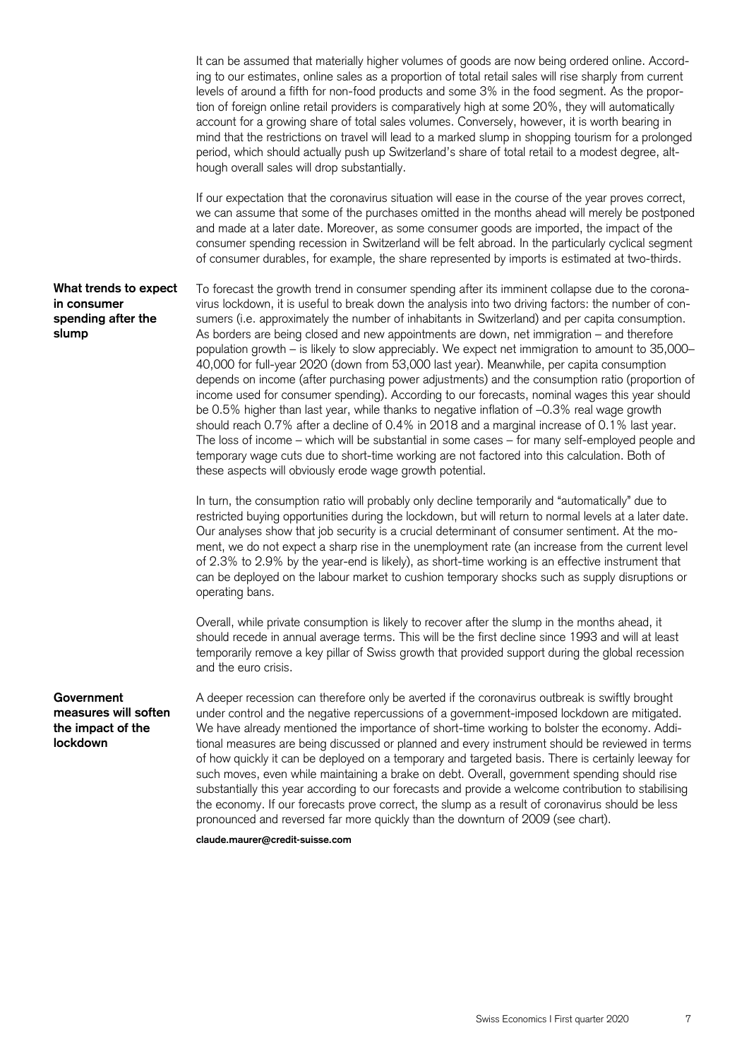It can be assumed that materially higher volumes of goods are now being ordered online. According to our estimates, online sales as a proportion of total retail sales will rise sharply from current levels of around a fifth for non-food products and some 3% in the food segment. As the proportion of foreign online retail providers is comparatively high at some 20%, they will automatically account for a growing share of total sales volumes. Conversely, however, it is worth bearing in mind that the restrictions on travel will lead to a marked slump in shopping tourism for a prolonged period, which should actually push up Switzerland's share of total retail to a modest degree, although overall sales will drop substantially.

If our expectation that the coronavirus situation will ease in the course of the year proves correct, we can assume that some of the purchases omitted in the months ahead will merely be postponed and made at a later date. Moreover, as some consumer goods are imported, the impact of the consumer spending recession in Switzerland will be felt abroad. In the particularly cyclical segment of consumer durables, for example, the share represented by imports is estimated at two-thirds.

### What trends to expect in consumer spending after the slump

To forecast the growth trend in consumer spending after its imminent collapse due to the coronavirus lockdown, it is useful to break down the analysis into two driving factors: the number of consumers (i.e. approximately the number of inhabitants in Switzerland) and per capita consumption. As borders are being closed and new appointments are down, net immigration – and therefore population growth – is likely to slow appreciably. We expect net immigration to amount to 35,000–40,000 for full-year 2020 (down from 53,000 last year). Meanwhile, per capita consumption depends on income (after purchasing power adjustments) and the consumption ratio (proportion of income used for consumer spending). According to our forecasts, nominal wages this year should be 0.5% higher than last year, while thanks to negative inflation of –0.3% real wage growth should reach 0.7% after a decline of 0.4% in 2018 and a marginal increase of 0.1% last year. The loss of income – which will be substantial in some cases – for many self-employed people and temporary wage cuts due to short-time working are not factored into this calculation. Both of these aspects will obviously erode wage growth potential.

In turn, the consumption ratio will probably only decline temporarily and "automatically" due to restricted buying opportunities during the lockdown, but will return to normal levels at a later date. Our analyses show that job security is a crucial determinant of consumer sentiment. At the moment, we do not expect a sharp rise in the unemployment rate (an increase from the current level of 2.3% to 2.9% by the year-end is likely), as short-time working is an effective instrument that can be deployed on the labour market to cushion temporary shocks such as supply disruptions or operating bans.

Overall, while private consumption is likely to recover after the slump in the months ahead, it should recede in annual average terms. This will be the first decline since 1993 and will at least temporarily remove a key pillar of Swiss growth that provided support during the global recession and the euro crisis.

### Government measures will soften the impact of the lockdown

A deeper recession can therefore only be averted if the coronavirus outbreak is swiftly brought under control and the negative repercussions of a government-imposed lockdown are mitigated. We have already mentioned the importance of short-time working to bolster the economy. Additional measures are being discussed or planned and every instrument should be reviewed in terms of how quickly it can be deployed on a temporary and targeted basis. There is certainly leeway for such moves, even while maintaining a brake on debt. Overall, government spending should rise substantially this year according to our forecasts and provide a welcome contribution to stabilising the economy. If our forecasts prove correct, the slump as a result of coronavirus should be less pronounced and reversed far more quickly than the downturn of 2009 (see chart).

**claude.maurer@credit-suisse.com**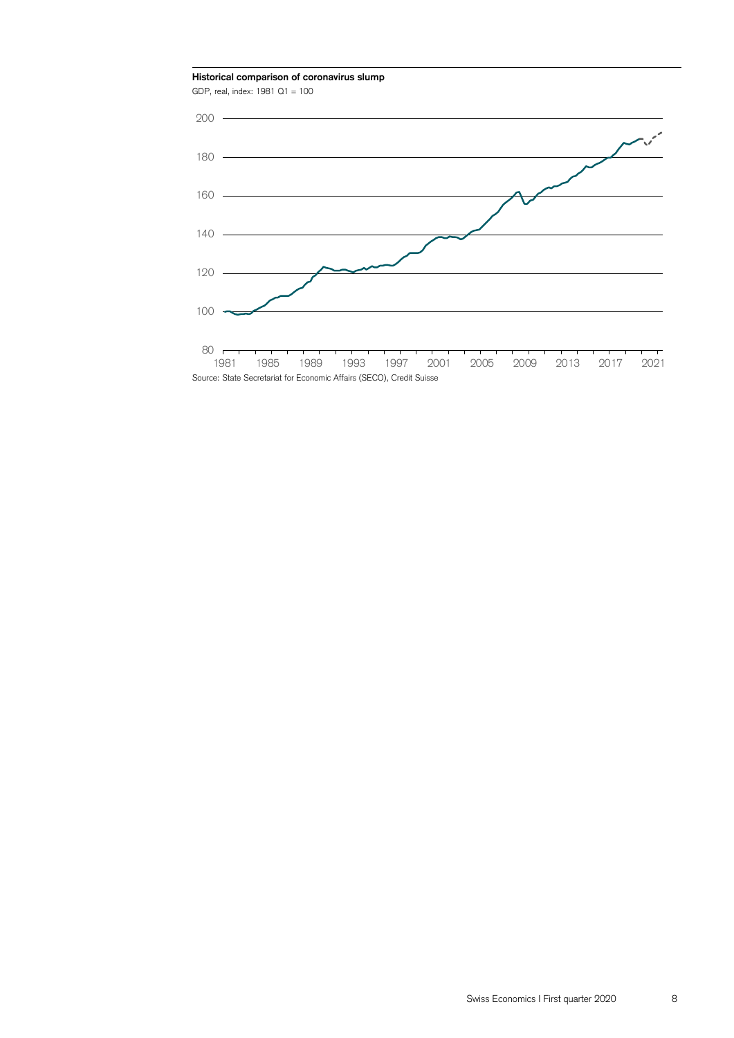**Historical comparison of coronavirus slump**

GDP, real, index: 1981 Q1 = 100

Source: State Secretariat for Economic Affairs (SECO), Credit Suisse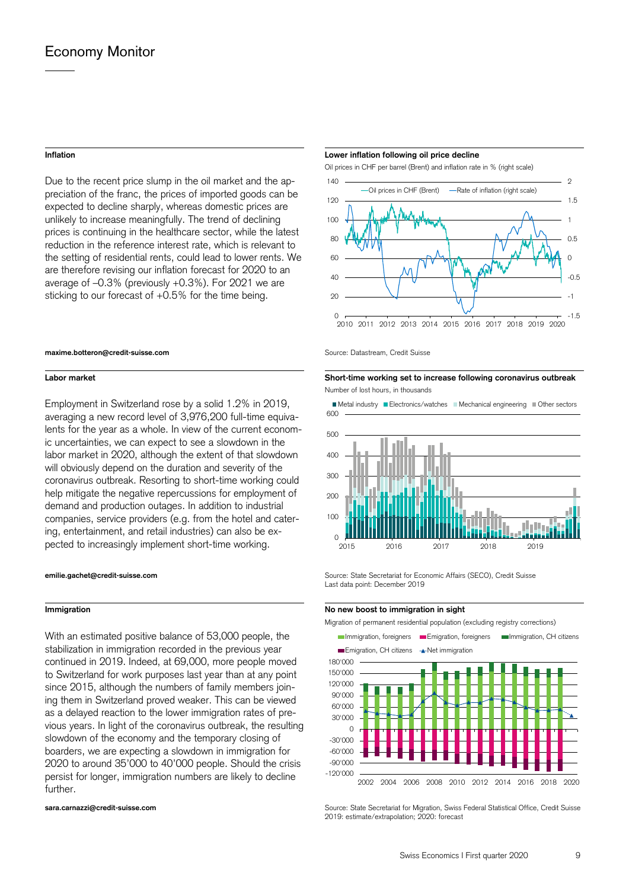# Economy Monitor

### Inflation

Due to the recent price slump in the oil market and the appreciation of the franc, the prices of imported goods can be expected to decline sharply, whereas domestic prices are unlikely to increase meaningfully. The trend of declining prices is continuing in the healthcare sector, while the latest reduction in the reference interest rate, which is relevant to the setting of residential rents, could lead to lower rents. We are therefore revising our inflation forecast for 2020 to an average of –0.3% (previously +0.3%). For 2021 we are sticking to our forecast of +0.5% for the time being.

**maxime.botteron@credit-suisse.com**

**Lower inflation following oil price decline**

Oil prices in CHF per barrel (Brent) and inflation rate in % (right scale)

Source: Datastream, Credit Suisse

### Labor market

Employment in Switzerland rose by a solid 1.2% in 2019, averaging a new record level of 3,976,200 full-time equivalents for the year as a whole. In view of the current economic uncertainties, we can expect to see a slowdown in the labor market in 2020, although the extent of that slowdown will obviously depend on the duration and severity of the coronavirus outbreak. Resorting to short-time working could help mitigate the negative repercussions for employment of demand and production outages. In addition to industrial companies, service providers (e.g. from the hotel and catering, entertainment, and retail industries) can also be expected to increasingly implement short-time working.

**emilie.gachet@credit-suisse.com**

**Short-time working set to increase following coronavirus outbreak**

Number of lost hours, in thousands

Source: State Secretariat for Economic Affairs (SECO), Credit Suisse
Last data point: December 2019

### Immigration

With an estimated positive balance of 53,000 people, the stabilization in immigration recorded in the previous year continued in 2019. Indeed, at 69,000, more people moved to Switzerland for work purposes last year than at any point since 2015, although the numbers of family members joining them in Switzerland proved weaker. This can be viewed as a delayed reaction to the lower immigration rates of previous years. In light of the coronavirus outbreak, the resulting slowdown of the economy and the temporary closing of boarders, we are expecting a slowdown in immigration for 2020 to around 35'000 to 40'000 people. Should the crisis persist for longer, immigration numbers are likely to decline further.

**sara.carnazzi@credit-suisse.com**

**No new boost to immigration in sight**

Migration of permanent residential population (excluding registry corrections)

Source: State Secretariat for Migration, Swiss Federal Statistical Office, Credit Suisse
2019: estimate/extrapolation; 2020: forecast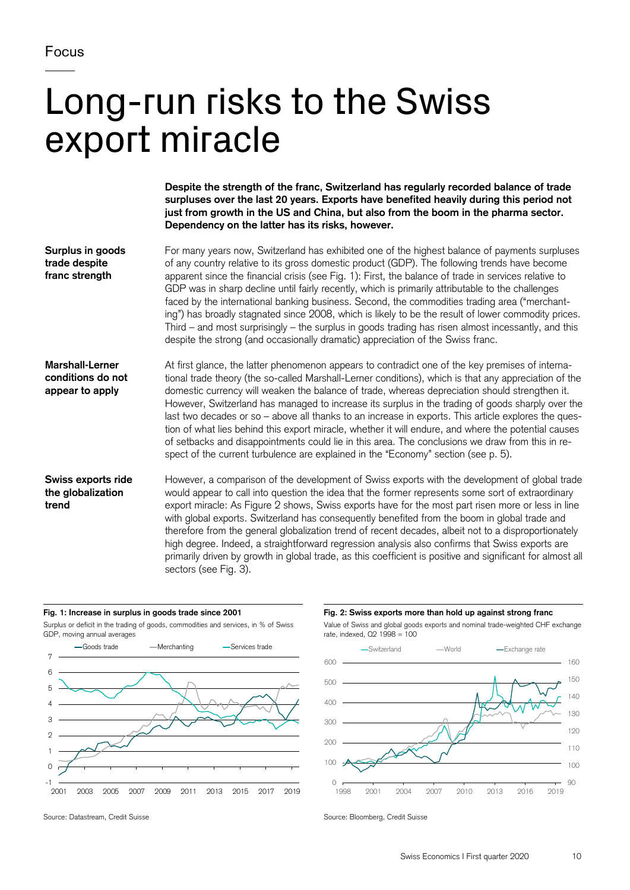Focus

# Long-run risks to the Swiss export miracle

**Despite the strength of the franc, Switzerland has regularly recorded balance of trade surpluses over the last 20 years. Exports have benefited heavily during this period not just from growth in the US and China, but also from the boom in the pharma sector. Dependency on the latter has its risks, however.**

**Surplus in goods trade despite franc strength**

For many years now, Switzerland has exhibited one of the highest balance of payments surpluses of any country relative to its gross domestic product (GDP). The following trends have become apparent since the financial crisis (see Fig. 1): First, the balance of trade in services relative to GDP was in sharp decline until fairly recently, which is primarily attributable to the challenges faced by the international banking business. Second, the commodities trading area ("merchanting") has broadly stagnated since 2008, which is likely to be the result of lower commodity prices. Third – and most surprisingly – the surplus in goods trading has risen almost incessantly, and this despite the strong (and occasionally dramatic) appreciation of the Swiss franc.

**Marshall-Lerner conditions do not appear to apply**

At first glance, the latter phenomenon appears to contradict one of the key premises of international trade theory (the so-called Marshall-Lerner conditions), which is that any appreciation of the domestic currency will weaken the balance of trade, whereas depreciation should strengthen it. However, Switzerland has managed to increase its surplus in the trading of goods sharply over the last two decades or so – above all thanks to an increase in exports. This article explores the question of what lies behind this export miracle, whether it will endure, and where the potential causes of setbacks and disappointments could lie in this area. The conclusions we draw from this in respect of the current turbulence are explained in the "Economy" section (see p. 5).

**Swiss exports ride the globalization trend**

However, a comparison of the development of Swiss exports with the development of global trade would appear to call into question the idea that the former represents some sort of extraordinary export miracle: As Figure 2 shows, Swiss exports have for the most part risen more or less in line with global exports. Switzerland has consequently benefited from the boom in global trade and therefore from the general globalization trend of recent decades, albeit not to a disproportionately high degree. Indeed, a straightforward regression analysis also confirms that Swiss exports are primarily driven by growth in global trade, as this coefficient is positive and significant for almost all sectors (see Fig. 3).

**Fig. 1: Increase in surplus in goods trade since 2001**

Surplus or deficit in the trading of goods, commodities and services, in % of Swiss GDP, moving annual averages

Source: Datastream, Credit Suisse

**Fig. 2: Swiss exports more than hold up against strong franc**

Value of Swiss and global goods exports and nominal trade-weighted CHF exchange rate, indexed, Q2 1998 = 100

Source: Bloomberg, Credit Suisse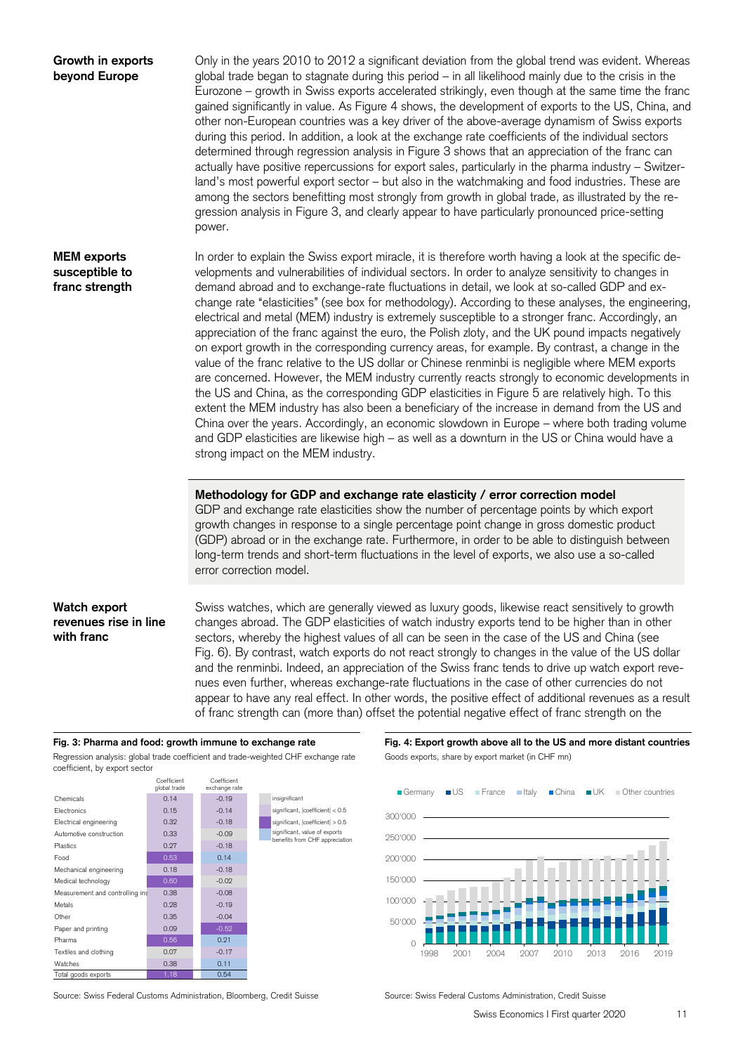**Growth in exports beyond Europe**

Only in the years 2010 to 2012 a significant deviation from the global trend was evident. Whereas global trade began to stagnate during this period – in all likelihood mainly due to the crisis in the Eurozone – growth in Swiss exports accelerated strikingly, even though at the same time the franc gained significantly in value. As Figure 4 shows, the development of exports to the US, China, and other non-European countries was a key driver of the above-average dynamism of Swiss exports during this period. In addition, a look at the exchange rate coefficients of the individual sectors determined through regression analysis in Figure 3 shows that an appreciation of the franc can actually have positive repercussions for export sales, particularly in the pharma industry – Switzerland's most powerful export sector – but also in the watchmaking and food industries. These are among the sectors benefitting most strongly from growth in global trade, as illustrated by the regression analysis in Figure 3, and clearly appear to have particularly pronounced price-setting power.

**MEM exports susceptible to franc strength**

In order to explain the Swiss export miracle, it is therefore worth having a look at the specific developments and vulnerabilities of individual sectors. In order to analyze sensitivity to changes in demand abroad and to exchange-rate fluctuations in detail, we look at so-called GDP and exchange rate "elasticities" (see box for methodology). According to these analyses, the engineering, electrical and metal (MEM) industry is extremely susceptible to a stronger franc. Accordingly, an appreciation of the franc against the euro, the Polish zloty, and the UK pound impacts negatively on export growth in the corresponding currency areas, for example. By contrast, a change in the value of the franc relative to the US dollar or Chinese renminbi is negligible where MEM exports are concerned. However, the MEM industry currently reacts strongly to economic developments in the US and China, as the corresponding GDP elasticities in Figure 5 are relatively high. To this extent the MEM industry has also been a beneficiary of the increase in demand from the US and China over the years. Accordingly, an economic slowdown in Europe – where both trading volume and GDP elasticities are likewise high – as well as a downturn in the US or China would have a strong impact on the MEM industry.

**Methodology for GDP and exchange rate elasticity / error correction model**
GDP and exchange rate elasticities show the number of percentage points by which export growth changes in response to a single percentage point change in gross domestic product (GDP) abroad or in the exchange rate. Furthermore, in order to be able to distinguish between long-term trends and short-term fluctuations in the level of exports, we also use a so-called error correction model.

**Watch export revenues rise in line with franc**

Swiss watches, which are generally viewed as luxury goods, likewise react sensitively to growth changes abroad. The GDP elasticities of watch industry exports tend to be higher than in other sectors, whereby the highest values of all can be seen in the case of the US and China (see Fig. 6). By contrast, watch exports do not react strongly to changes in the value of the US dollar and the renminbi. Indeed, an appreciation of the Swiss franc tends to drive up watch export revenues even further, whereas exchange-rate fluctuations in the case of other currencies do not appear to have any real effect. In other words, the positive effect of additional revenues as a result of franc strength can (more than) offset the potential negative effect of franc strength on the

**Fig. 3: Pharma and food: growth immune to exchange rate**
Regression analysis: global trade coefficient and trade-weighted CHF exchange rate coefficient, by export sector

| | Coefficient global trade | Coefficient exchange rate |
|---|---|---|
| Chemicals | 0.14 | -0.19 |
| Electronics | 0.15 | -0.14 |
| Electrical engineering | 0.32 | -0.18 |
| Automotive construction | 0.33 | -0.09 |
| Plastics | 0.27 | -0.18 |
| Food | 0.53 | 0.14 |
| Mechanical engineering | 0.18 | -0.18 |
| Medical technology | 0.60 | -0.02 |
| Measurement and controlling ins | 0.38 | -0.08 |
| Metals | 0.28 | -0.19 |
| Other | 0.35 | -0.04 |
| Paper and printing | 0.09 | -0.52 |
| Pharma | 0.56 | 0.21 |
| Textiles and clothing | 0.07 | -0.17 |
| Watches | 0.38 | 0.11 |
| Total goods exports | 1.18 | 0.54 |

Legend: insignificant; significant, |coefficient| < 0.5; significant, |coefficient| > 0.5; significant, value of exports benefits from CHF appreciation

Source: Swiss Federal Customs Administration, Bloomberg, Credit Suisse

**Fig. 4: Export growth above all to the US and more distant countries**
Goods exports, share by export market (in CHF mn)

Source: Swiss Federal Customs Administration, Credit Suisse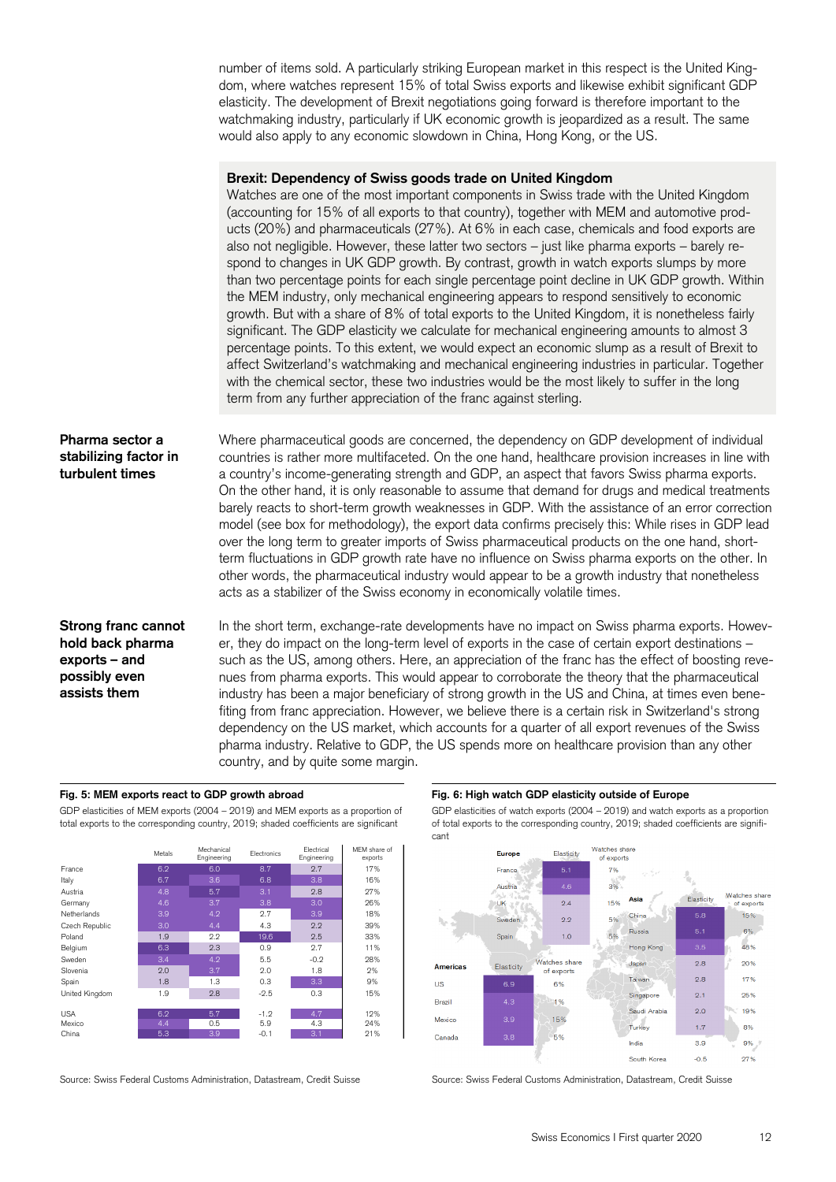number of items sold. A particularly striking European market in this respect is the United Kingdom, where watches represent 15% of total Swiss exports and likewise exhibit significant GDP elasticity. The development of Brexit negotiations going forward is therefore important to the watchmaking industry, particularly if UK economic growth is jeopardized as a result. The same would also apply to any economic slowdown in China, Hong Kong, or the US.

### Brexit: Dependency of Swiss goods trade on United Kingdom

Watches are one of the most important components in Swiss trade with the United Kingdom (accounting for 15% of all exports to that country), together with MEM and automotive products (20%) and pharmaceuticals (27%). At 6% in each case, chemicals and food exports are also not negligible. However, these latter two sectors – just like pharma exports – barely respond to changes in UK GDP growth. By contrast, growth in watch exports slumps by more than two percentage points for each single percentage point decline in UK GDP growth. Within the MEM industry, only mechanical engineering appears to respond sensitively to economic growth. But with a share of 8% of total exports to the United Kingdom, it is nonetheless fairly significant. The GDP elasticity we calculate for mechanical engineering amounts to almost 3 percentage points. To this extent, we would expect an economic slump as a result of Brexit to affect Switzerland's watchmaking and mechanical engineering industries in particular. Together with the chemical sector, these two industries would be the most likely to suffer in the long term from any further appreciation of the franc against sterling.

**Pharma sector a stabilizing factor in turbulent times**

Where pharmaceutical goods are concerned, the dependency on GDP development of individual countries is rather more multifaceted. On the one hand, healthcare provision increases in line with a country's income-generating strength and GDP, an aspect that favors Swiss pharma exports. On the other hand, it is only reasonable to assume that demand for drugs and medical treatments barely reacts to short-term growth weaknesses in GDP. With the assistance of an error correction model (see box for methodology), the export data confirms precisely this: While rises in GDP lead over the long term to greater imports of Swiss pharmaceutical products on the one hand, short-term fluctuations in GDP growth rate have no influence on Swiss pharma exports on the other. In other words, the pharmaceutical industry would appear to be a growth industry that nonetheless acts as a stabilizer of the Swiss economy in economically volatile times.

**Strong franc cannot hold back pharma exports – and possibly even assists them**

In the short term, exchange-rate developments have no impact on Swiss pharma exports. However, they do impact on the long-term level of exports in the case of certain export destinations – such as the US, among others. Here, an appreciation of the franc has the effect of boosting revenues from pharma exports. This would appear to corroborate the theory that the pharmaceutical industry has been a major beneficiary of strong growth in the US and China, at times even benefiting from franc appreciation. However, we believe there is a certain risk in Switzerland's strong dependency on the US market, which accounts for a quarter of all export revenues of the Swiss pharma industry. Relative to GDP, the US spends more on healthcare provision than any other country, and by quite some margin.

**Fig. 5: MEM exports react to GDP growth abroad**

GDP elasticities of MEM exports (2004 – 2019) and MEM exports as a proportion of total exports to the corresponding country, 2019; shaded coefficients are significant

| | Metals | Mechanical Engineering | Electronics | Electrical Engineering | MEM share of exports |
|---|---|---|---|---|---|
| France | 6.2 | 6.0 | 8.7 | 2.7 | 17% |
| Italy | 6.7 | 3.6 | 6.8 | 3.8 | 16% |
| Austria | 4.8 | 5.7 | 3.1 | 2.8 | 27% |
| Germany | 4.6 | 3.7 | 3.8 | 3.0 | 26% |
| Netherlands | 3.9 | 4.2 | 2.7 | 3.9 | 18% |
| Czech Republic | 3.0 | 4.4 | 4.3 | 2.2 | 39% |
| Poland | 1.9 | 2.2 | 19.6 | 2.5 | 33% |
| Belgium | 6.3 | 2.3 | 0.9 | 2.7 | 11% |
| Sweden | 3.4 | 4.2 | 5.5 | -0.2 | 28% |
| Slovenia | 2.0 | 3.7 | 2.0 | 1.8 | 2% |
| Spain | 1.8 | 1.3 | 0.3 | 3.3 | 9% |
| United Kingdom | 1.9 | 2.8 | -2.5 | 0.3 | 15% |
| USA | 6.2 | 5.7 | -1.2 | 4.7 | 12% |
| Mexico | 4.4 | 0.5 | 5.9 | 4.3 | 24% |
| China | 5.3 | 3.9 | -0.1 | 3.1 | 21% |

Source: Swiss Federal Customs Administration, Datastream, Credit Suisse

**Fig. 6: High watch GDP elasticity outside of Europe**

GDP elasticities of watch exports (2004 – 2019) and watch exports as a proportion of total exports to the corresponding country, 2019; shaded coefficients are significant

| Europe | Elasticity | Watches share of exports |
|---|---|---|
| France | 5.1 | 7% |
| Austria | 4.6 | 3% |
| UK | 2.4 | 15% |
| Sweden | 2.2 | 5% |
| Spain | 1.0 | 5% |

| Americas | Elasticity | Watches share of exports |
|---|---|---|
| US | 6.9 | 6% |
| Brazil | 4.3 | 1% |
| Mexico | 3.9 | 15% |
| Canada | 3.8 | 5% |

| Asia | Elasticity | Watches share of exports |
|---|---|---|
| China | 5.8 | 15% |
| Russia | 5.1 | 6% |
| Hong Kong | 3.5 | 48% |
| Japan | 2.8 | 20% |
| Taiwan | 2.8 | 17% |
| Singapore | 2.1 | 25% |
| Saudi Arabia | 2.0 | 19% |
| Turkey | 1.7 | 8% |
| India | 3.9 | 9% |
| South Korea | -0.5 | 27% |

Source: Swiss Federal Customs Administration, Datastream, Credit Suisse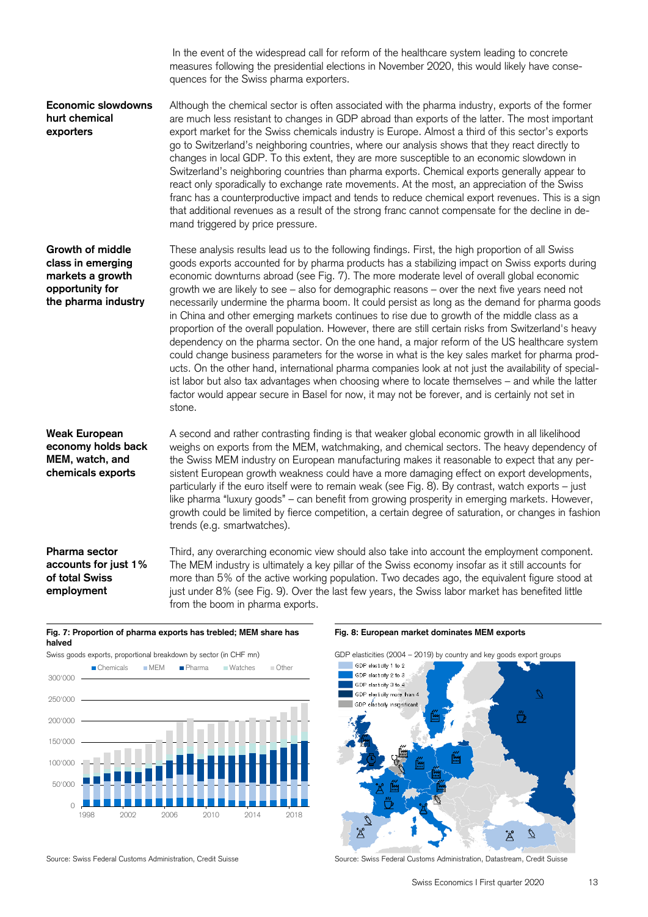In the event of the widespread call for reform of the healthcare system leading to concrete measures following the presidential elections in November 2020, this would likely have consequences for the Swiss pharma exporters.

**Economic slowdowns hurt chemical exporters**

Although the chemical sector is often associated with the pharma industry, exports of the former are much less resistant to changes in GDP abroad than exports of the latter. The most important export market for the Swiss chemicals industry is Europe. Almost a third of this sector's exports go to Switzerland's neighboring countries, where our analysis shows that they react directly to changes in local GDP. To this extent, they are more susceptible to an economic slowdown in Switzerland's neighboring countries than pharma exports. Chemical exports generally appear to react only sporadically to exchange rate movements. At the most, an appreciation of the Swiss franc has a counterproductive impact and tends to reduce chemical export revenues. This is a sign that additional revenues as a result of the strong franc cannot compensate for the decline in demand triggered by price pressure.

**Growth of middle class in emerging markets a growth opportunity for the pharma industry**

These analysis results lead us to the following findings. First, the high proportion of all Swiss goods exports accounted for by pharma products has a stabilizing impact on Swiss exports during economic downturns abroad (see Fig. 7). The more moderate level of overall global economic growth we are likely to see – also for demographic reasons – over the next five years need not necessarily undermine the pharma boom. It could persist as long as the demand for pharma goods in China and other emerging markets continues to rise due to growth of the middle class as a proportion of the overall population. However, there are still certain risks from Switzerland's heavy dependency on the pharma sector. On the one hand, a major reform of the US healthcare system could change business parameters for the worse in what is the key sales market for pharma products. On the other hand, international pharma companies look at not just the availability of specialist labor but also tax advantages when choosing where to locate themselves – and while the latter factor would appear secure in Basel for now, it may not be forever, and is certainly not set in stone.

**Weak European economy holds back MEM, watch, and chemicals exports**

A second and rather contrasting finding is that weaker global economic growth in all likelihood weighs on exports from the MEM, watchmaking, and chemical sectors. The heavy dependency of the Swiss MEM industry on European manufacturing makes it reasonable to expect that any persistent European growth weakness could have a more damaging effect on export developments, particularly if the euro itself were to remain weak (see Fig. 8). By contrast, watch exports – just like pharma "luxury goods" – can benefit from growing prosperity in emerging markets. However, growth could be limited by fierce competition, a certain degree of saturation, or changes in fashion trends (e.g. smartwatches).

**Pharma sector accounts for just 1% of total Swiss employment**

Third, any overarching economic view should also take into account the employment component. The MEM industry is ultimately a key pillar of the Swiss economy insofar as it still accounts for more than 5% of the active working population. Two decades ago, the equivalent figure stood at just under 8% (see Fig. 9). Over the last few years, the Swiss labor market has benefited little from the boom in pharma exports.

**Fig. 7: Proportion of pharma exports has trebled; MEM share has halved**

Swiss goods exports, proportional breakdown by sector (in CHF mn)

Source: Swiss Federal Customs Administration, Credit Suisse

**Fig. 8: European market dominates MEM exports**

GDP elasticities (2004 – 2019) by country and key goods export groups

Source: Swiss Federal Customs Administration, Datastream, Credit Suisse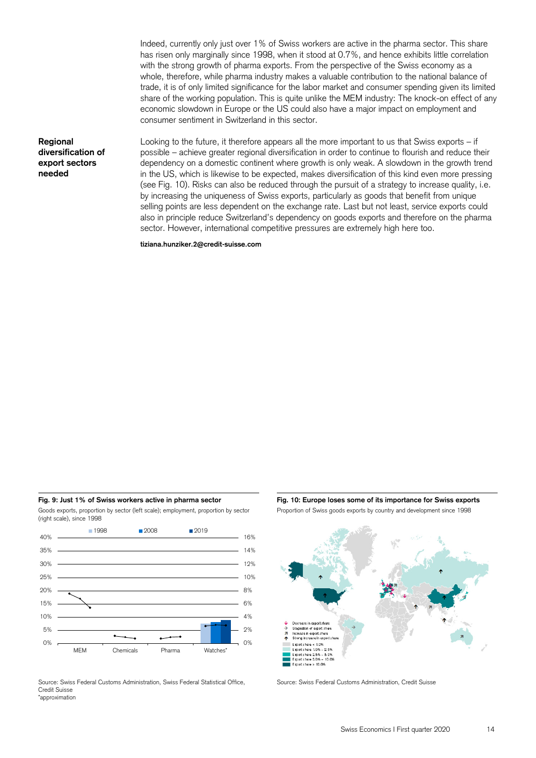Indeed, currently only just over 1% of Swiss workers are active in the pharma sector. This share has risen only marginally since 1998, when it stood at 0.7%, and hence exhibits little correlation with the strong growth of pharma exports. From the perspective of the Swiss economy as a whole, therefore, while pharma industry makes a valuable contribution to the national balance of trade, it is of only limited significance for the labor market and consumer spending given its limited share of the working population. This is quite unlike the MEM industry: The knock-on effect of any economic slowdown in Europe or the US could also have a major impact on employment and consumer sentiment in Switzerland in this sector.

**Regional diversification of export sectors needed**

Looking to the future, it therefore appears all the more important to us that Swiss exports – if possible – achieve greater regional diversification in order to continue to flourish and reduce their dependency on a domestic continent where growth is only weak. A slowdown in the growth trend in the US, which is likewise to be expected, makes diversification of this kind even more pressing (see Fig. 10). Risks can also be reduced through the pursuit of a strategy to increase quality, i.e. by increasing the uniqueness of Swiss exports, particularly as goods that benefit from unique selling points are less dependent on the exchange rate. Last but not least, service exports could also in principle reduce Switzerland's dependency on goods exports and therefore on the pharma sector. However, international competitive pressures are extremely high here too.

**tiziana.hunziker.2@credit-suisse.com**

**Fig. 9: Just 1% of Swiss workers active in pharma sector**

Goods exports, proportion by sector (left scale); employment, proportion by sector (right scale), since 1998

Source: Swiss Federal Customs Administration, Swiss Federal Statistical Office, Credit Suisse
*approximation

**Fig. 10: Europe loses some of its importance for Swiss exports**

Proportion of Swiss goods exports by country and development since 1998

Source: Swiss Federal Customs Administration, Credit Suisse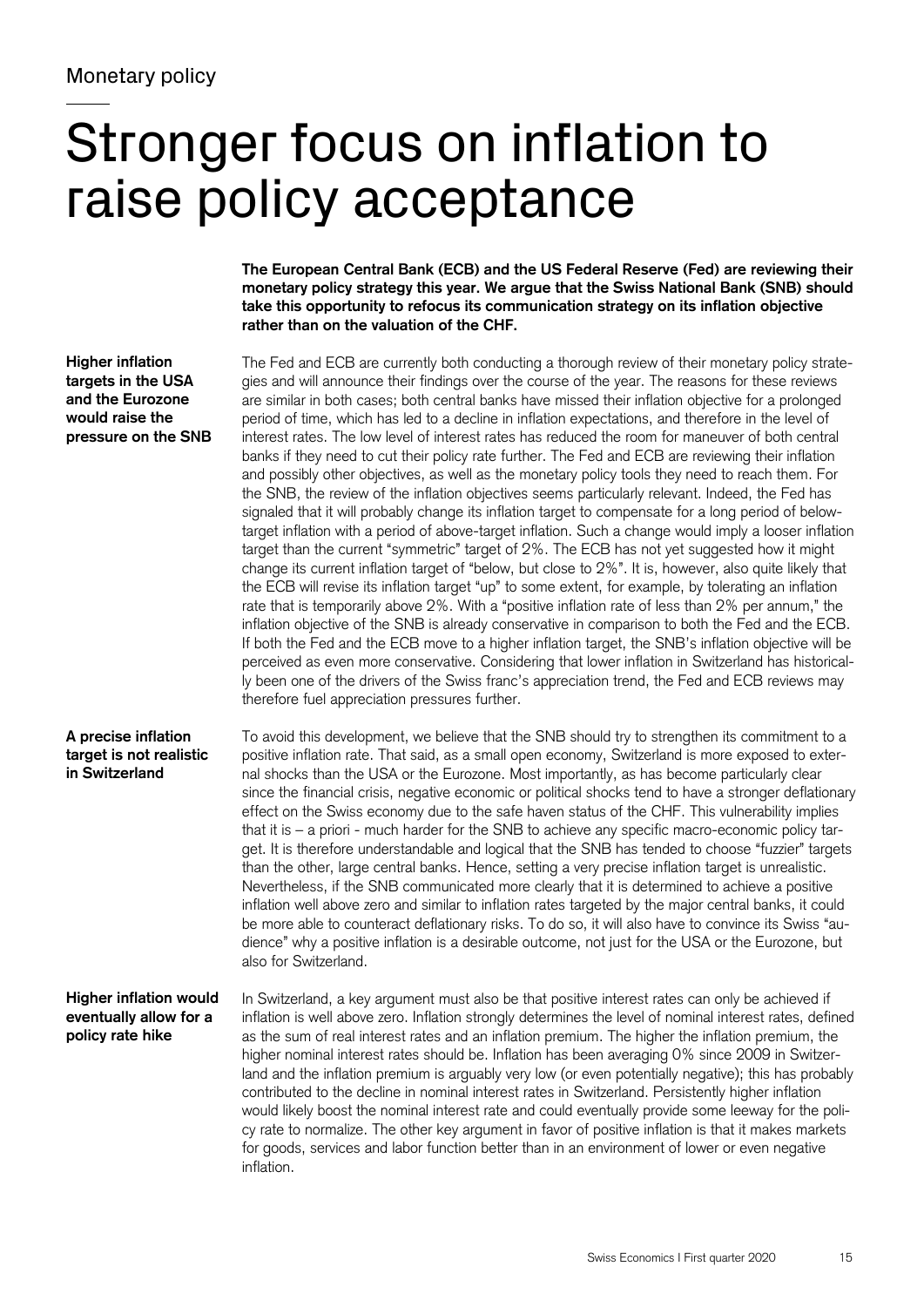Monetary policy

# Stronger focus on inflation to raise policy acceptance

**The European Central Bank (ECB) and the US Federal Reserve (Fed) are reviewing their monetary policy strategy this year. We argue that the Swiss National Bank (SNB) should take this opportunity to refocus its communication strategy on its inflation objective rather than on the valuation of the CHF.**

**Higher inflation targets in the USA and the Eurozone would raise the pressure on the SNB**

The Fed and ECB are currently both conducting a thorough review of their monetary policy strategies and will announce their findings over the course of the year. The reasons for these reviews are similar in both cases; both central banks have missed their inflation objective for a prolonged period of time, which has led to a decline in inflation expectations, and therefore in the level of interest rates. The low level of interest rates has reduced the room for maneuver of both central banks if they need to cut their policy rate further. The Fed and ECB are reviewing their inflation and possibly other objectives, as well as the monetary policy tools they need to reach them. For the SNB, the review of the inflation objectives seems particularly relevant. Indeed, the Fed has signaled that it will probably change its inflation target to compensate for a long period of below-target inflation with a period of above-target inflation. Such a change would imply a looser inflation target than the current "symmetric" target of 2%. The ECB has not yet suggested how it might change its current inflation target of "below, but close to 2%". It is, however, also quite likely that the ECB will revise its inflation target "up" to some extent, for example, by tolerating an inflation rate that is temporarily above 2%. With a "positive inflation rate of less than 2% per annum," the inflation objective of the SNB is already conservative in comparison to both the Fed and the ECB. If both the Fed and the ECB move to a higher inflation target, the SNB's inflation objective will be perceived as even more conservative. Considering that lower inflation in Switzerland has historically been one of the drivers of the Swiss franc's appreciation trend, the Fed and ECB reviews may therefore fuel appreciation pressures further.

**A precise inflation target is not realistic in Switzerland**

To avoid this development, we believe that the SNB should try to strengthen its commitment to a positive inflation rate. That said, as a small open economy, Switzerland is more exposed to external shocks than the USA or the Eurozone. Most importantly, as has become particularly clear since the financial crisis, negative economic or political shocks tend to have a stronger deflationary effect on the Swiss economy due to the safe haven status of the CHF. This vulnerability implies that it is – a priori - much harder for the SNB to achieve any specific macro-economic policy target. It is therefore understandable and logical that the SNB has tended to choose "fuzzier" targets than the other, large central banks. Hence, setting a very precise inflation target is unrealistic. Nevertheless, if the SNB communicated more clearly that it is determined to achieve a positive inflation well above zero and similar to inflation rates targeted by the major central banks, it could be more able to counteract deflationary risks. To do so, it will also have to convince its Swiss "audience" why a positive inflation is a desirable outcome, not just for the USA or the Eurozone, but also for Switzerland.

**Higher inflation would eventually allow for a policy rate hike**

In Switzerland, a key argument must also be that positive interest rates can only be achieved if inflation is well above zero. Inflation strongly determines the level of nominal interest rates, defined as the sum of real interest rates and an inflation premium. The higher the inflation premium, the higher nominal interest rates should be. Inflation has been averaging 0% since 2009 in Switzerland and the inflation premium is arguably very low (or even potentially negative); this has probably contributed to the decline in nominal interest rates in Switzerland. Persistently higher inflation would likely boost the nominal interest rate and could eventually provide some leeway for the policy rate to normalize. The other key argument in favor of positive inflation is that it makes markets for goods, services and labor function better than in an environment of lower or even negative inflation.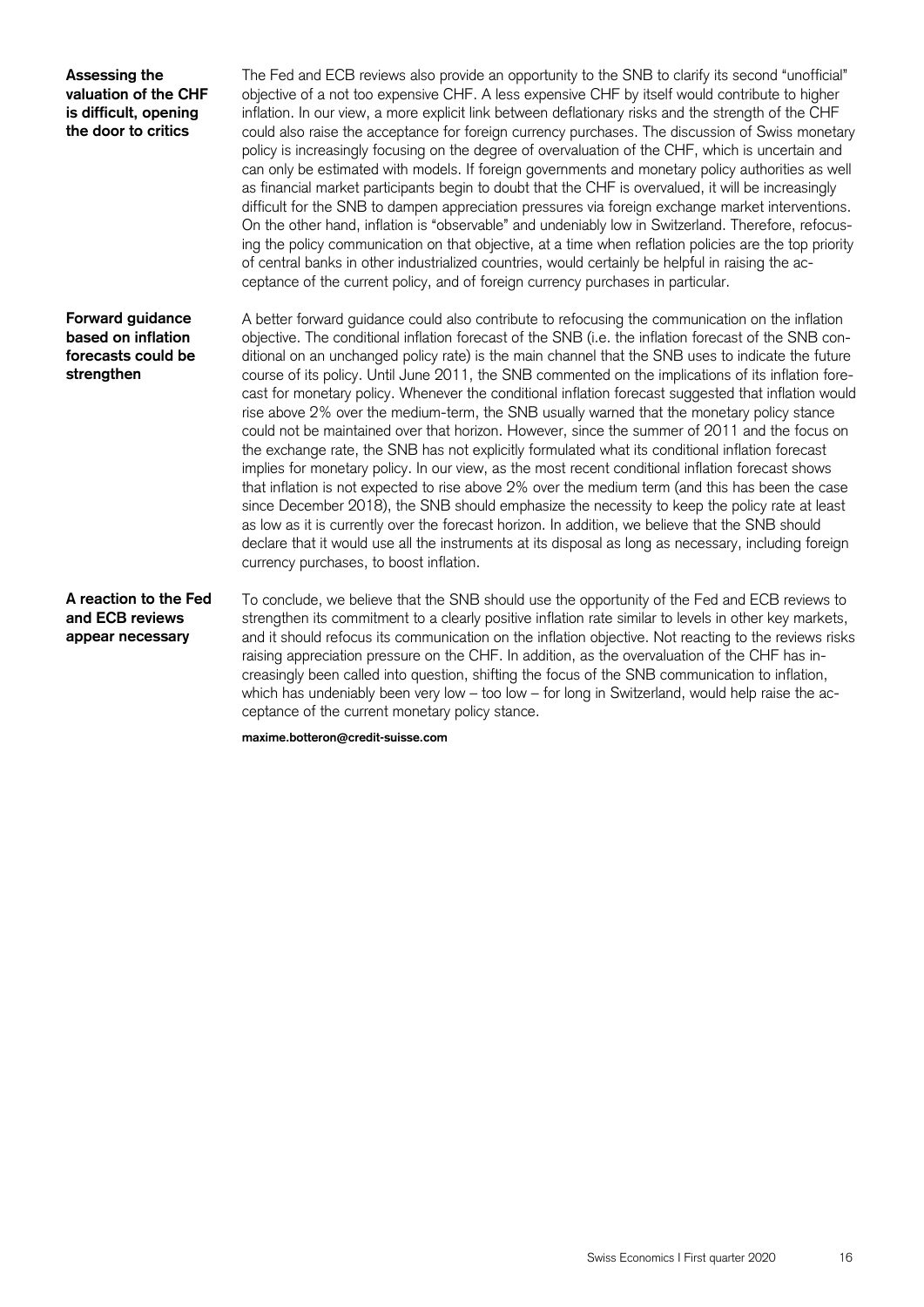**Assessing the valuation of the CHF is difficult, opening the door to critics**

The Fed and ECB reviews also provide an opportunity to the SNB to clarify its second "unofficial" objective of a not too expensive CHF. A less expensive CHF by itself would contribute to higher inflation. In our view, a more explicit link between deflationary risks and the strength of the CHF could also raise the acceptance for foreign currency purchases. The discussion of Swiss monetary policy is increasingly focusing on the degree of overvaluation of the CHF, which is uncertain and can only be estimated with models. If foreign governments and monetary policy authorities as well as financial market participants begin to doubt that the CHF is overvalued, it will be increasingly difficult for the SNB to dampen appreciation pressures via foreign exchange market interventions. On the other hand, inflation is "observable" and undeniably low in Switzerland. Therefore, refocusing the policy communication on that objective, at a time when reflation policies are the top priority of central banks in other industrialized countries, would certainly be helpful in raising the acceptance of the current policy, and of foreign currency purchases in particular.

**Forward guidance based on inflation forecasts could be strengthen**

A better forward guidance could also contribute to refocusing the communication on the inflation objective. The conditional inflation forecast of the SNB (i.e. the inflation forecast of the SNB conditional on an unchanged policy rate) is the main channel that the SNB uses to indicate the future course of its policy. Until June 2011, the SNB commented on the implications of its inflation forecast for monetary policy. Whenever the conditional inflation forecast suggested that inflation would rise above 2% over the medium-term, the SNB usually warned that the monetary policy stance could not be maintained over that horizon. However, since the summer of 2011 and the focus on the exchange rate, the SNB has not explicitly formulated what its conditional inflation forecast implies for monetary policy. In our view, as the most recent conditional inflation forecast shows that inflation is not expected to rise above 2% over the medium term (and this has been the case since December 2018), the SNB should emphasize the necessity to keep the policy rate at least as low as it is currently over the forecast horizon. In addition, we believe that the SNB should declare that it would use all the instruments at its disposal as long as necessary, including foreign currency purchases, to boost inflation.

**A reaction to the Fed and ECB reviews appear necessary**

To conclude, we believe that the SNB should use the opportunity of the Fed and ECB reviews to strengthen its commitment to a clearly positive inflation rate similar to levels in other key markets, and it should refocus its communication on the inflation objective. Not reacting to the reviews risks raising appreciation pressure on the CHF. In addition, as the overvaluation of the CHF has increasingly been called into question, shifting the focus of the SNB communication to inflation, which has undeniably been very low – too low – for long in Switzerland, would help raise the acceptance of the current monetary policy stance.

**maxime.botteron@credit-suisse.com**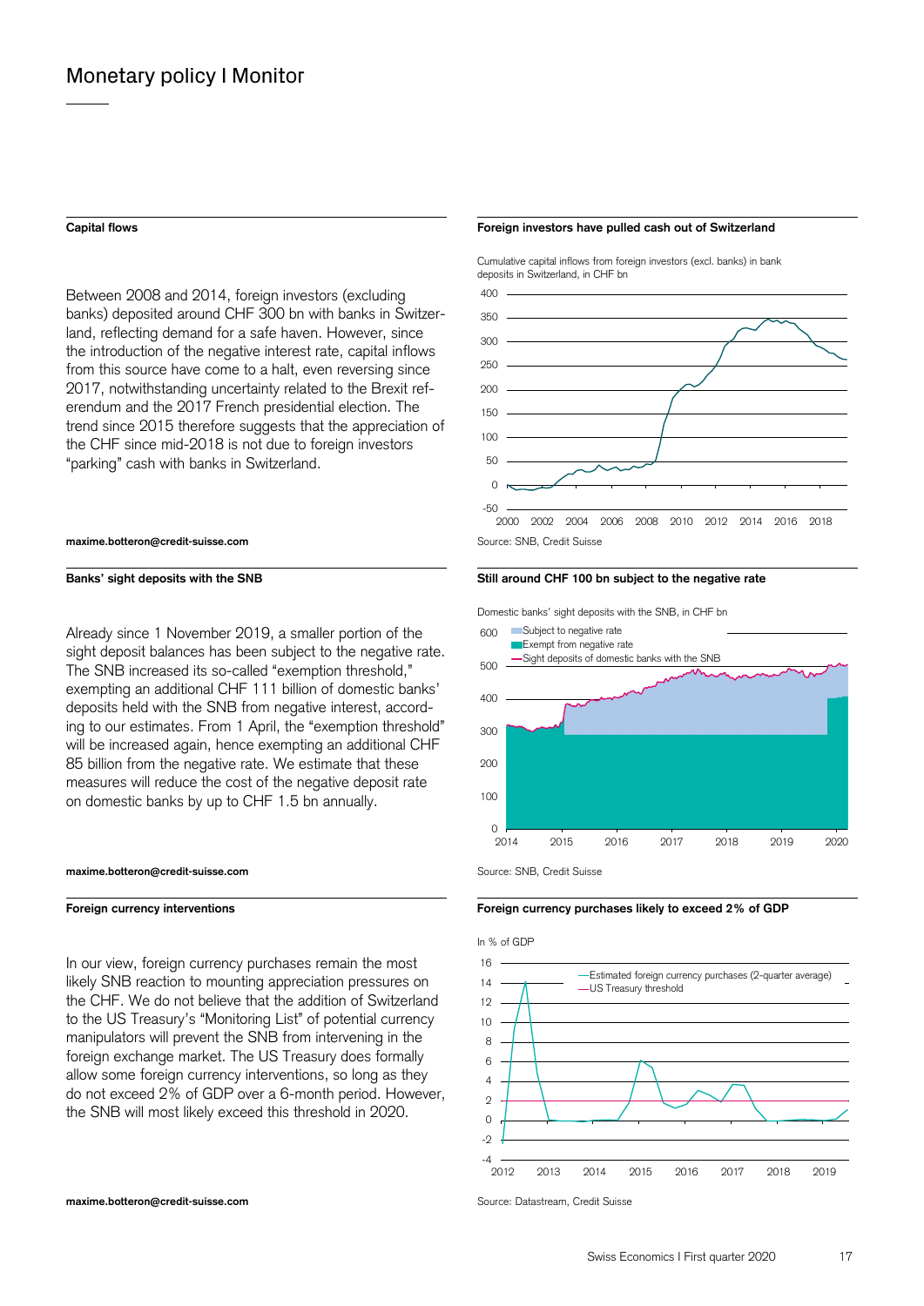# Monetary policy I Monitor

### Capital flows

Between 2008 and 2014, foreign investors (excluding banks) deposited around CHF 300 bn with banks in Switzerland, reflecting demand for a safe haven. However, since the introduction of the negative interest rate, capital inflows from this source have come to a halt, even reversing since 2017, notwithstanding uncertainty related to the Brexit referendum and the 2017 French presidential election. The trend since 2015 therefore suggests that the appreciation of the CHF since mid-2018 is not due to foreign investors "parking" cash with banks in Switzerland.

**maxime.botteron@credit-suisse.com**

**Foreign investors have pulled cash out of Switzerland**

Cumulative capital inflows from foreign investors (excl. banks) in bank deposits in Switzerland, in CHF bn

Source: SNB, Credit Suisse

### Banks' sight deposits with the SNB

Already since 1 November 2019, a smaller portion of the sight deposit balances has been subject to the negative rate. The SNB increased its so-called "exemption threshold," exempting an additional CHF 111 billion of domestic banks' deposits held with the SNB from negative interest, according to our estimates. From 1 April, the "exemption threshold" will be increased again, hence exempting an additional CHF 85 billion from the negative rate. We estimate that these measures will reduce the cost of the negative deposit rate on domestic banks by up to CHF 1.5 bn annually.

**maxime.botteron@credit-suisse.com**

**Still around CHF 100 bn subject to the negative rate**

Domestic banks' sight deposits with the SNB, in CHF bn

Source: SNB, Credit Suisse

### Foreign currency interventions

In our view, foreign currency purchases remain the most likely SNB reaction to mounting appreciation pressures on the CHF. We do not believe that the addition of Switzerland to the US Treasury's "Monitoring List" of potential currency manipulators will prevent the SNB from intervening in the foreign exchange market. The US Treasury does formally allow some foreign currency interventions, so long as they do not exceed 2% of GDP over a 6-month period. However, the SNB will most likely exceed this threshold in 2020.

**maxime.botteron@credit-suisse.com**

**Foreign currency purchases likely to exceed 2% of GDP**

In % of GDP

Source: Datastream, Credit Suisse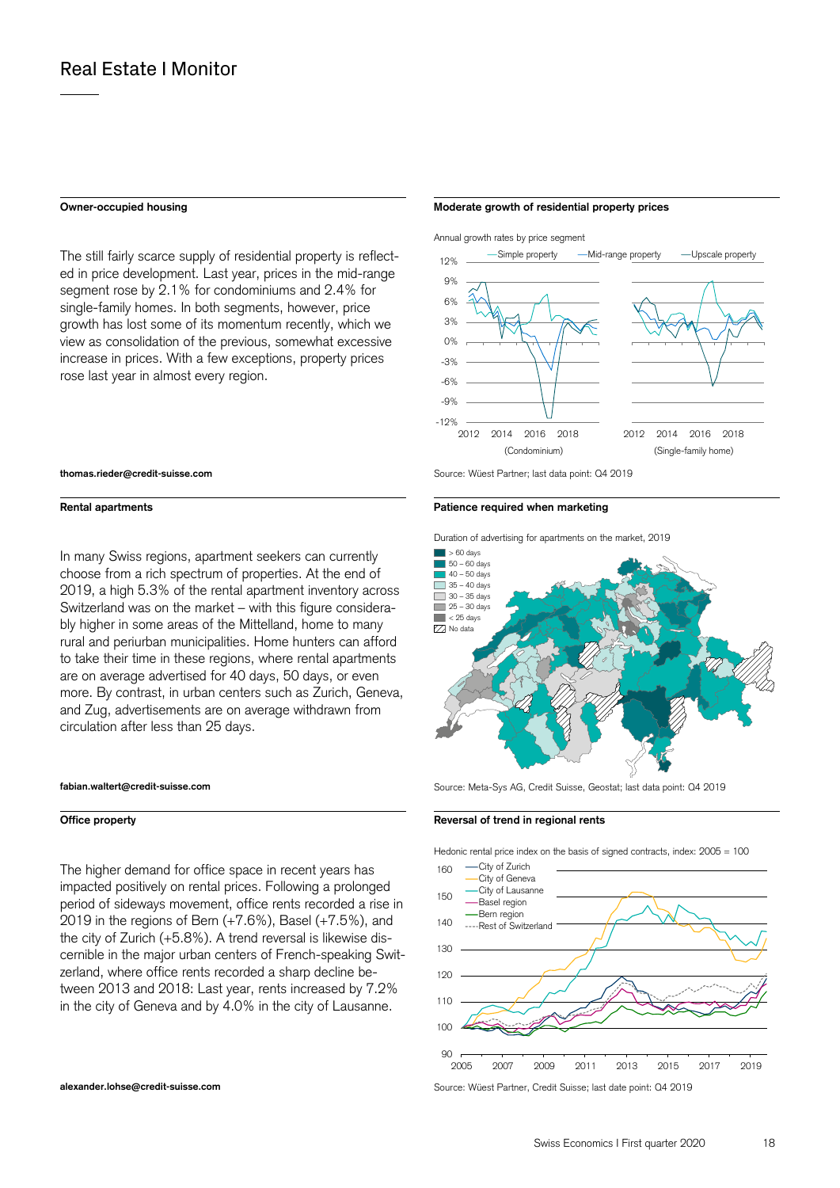## Owner-occupied housing

The still fairly scarce supply of residential property is reflected in price development. Last year, prices in the mid-range segment rose by 2.1% for condominiums and 2.4% for single-family homes. In both segments, however, price growth has lost some of its momentum recently, which we view as consolidation of the previous, somewhat excessive increase in prices. With a few exceptions, property prices rose last year in almost every region.

thomas.rieder@credit-suisse.com

**Moderate growth of residential property prices**

Annual growth rates by price segment

Simple property, Mid-range property, Upscale property

(Condominium) (Single-family home)

Source: Wüest Partner; last data point: Q4 2019

## Rental apartments

In many Swiss regions, apartment seekers can currently choose from a rich spectrum of properties. At the end of 2019, a high 5.3% of the rental apartment inventory across Switzerland was on the market – with this figure considerably higher in some areas of the Mittelland, home to many rural and periurban municipalities. Home hunters can afford to take their time in these regions, where rental apartments are on average advertised for 40 days, 50 days, or even more. By contrast, in urban centers such as Zurich, Geneva, and Zug, advertisements are on average withdrawn from circulation after less than 25 days.

fabian.waltert@credit-suisse.com

**Patience required when marketing**

Duration of advertising for apartments on the market, 2019

> 60 days; 50 – 60 days; 40 – 50 days; 35 – 40 days; 30 – 35 days; 25 – 30 days; < 25 days; No data

Source: Meta-Sys AG, Credit Suisse, Geostat; last data point: Q4 2019

## Office property

The higher demand for office space in recent years has impacted positively on rental prices. Following a prolonged period of sideways movement, office rents recorded a rise in 2019 in the regions of Bern (+7.6%), Basel (+7.5%), and the city of Zurich (+5.8%). A trend reversal is likewise discernible in the major urban centers of French-speaking Switzerland, where office rents recorded a sharp decline between 2013 and 2018: Last year, rents increased by 7.2% in the city of Geneva and by 4.0% in the city of Lausanne.

alexander.lohse@credit-suisse.com

**Reversal of trend in regional rents**

Hedonic rental price index on the basis of signed contracts, index: 2005 = 100

City of Zurich, City of Geneva, City of Lausanne, Basel region, Bern region, Rest of Switzerland

Source: Wüest Partner, Credit Suisse; last date point: Q4 2019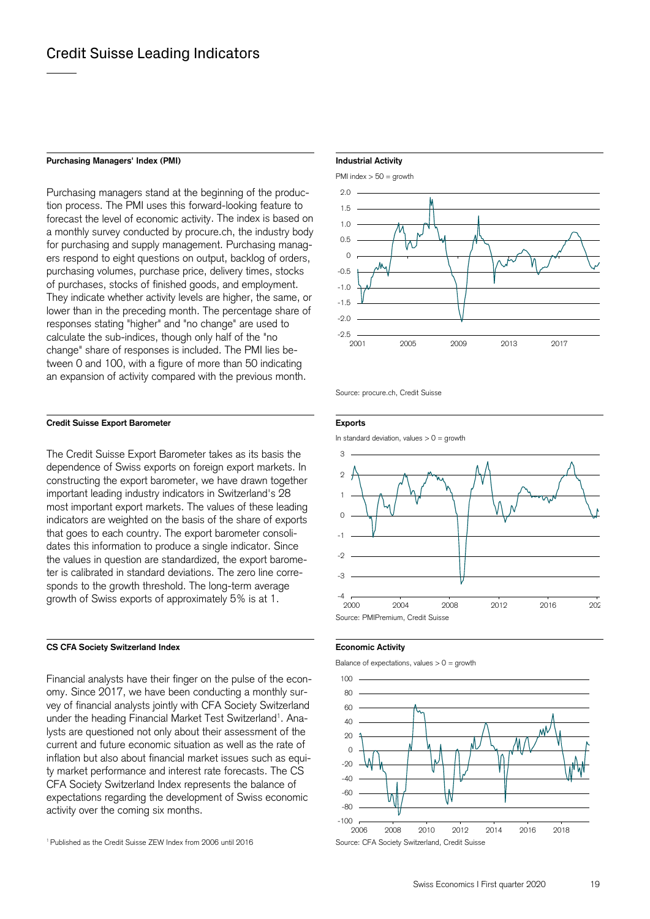# Credit Suisse Leading Indicators

### Purchasing Managers' Index (PMI)

Purchasing managers stand at the beginning of the production process. The PMI uses this forward-looking feature to forecast the level of economic activity. The index is based on a monthly survey conducted by procure.ch, the industry body for purchasing and supply management. Purchasing managers respond to eight questions on output, backlog of orders, purchasing volumes, purchase price, delivery times, stocks of purchases, stocks of finished goods, and employment. They indicate whether activity levels are higher, the same, or lower than in the preceding month. The percentage share of responses stating "higher" and "no change" are used to calculate the sub-indices, though only half of the "no change" share of responses is included. The PMI lies between 0 and 100, with a figure of more than 50 indicating an expansion of activity compared with the previous month.

**Industrial Activity**

PMI index > 50 = growth

Source: procure.ch, Credit Suisse

### Credit Suisse Export Barometer

The Credit Suisse Export Barometer takes as its basis the dependence of Swiss exports on foreign export markets. In constructing the export barometer, we have drawn together important leading industry indicators in Switzerland's 28 most important export markets. The values of these leading indicators are weighted on the basis of the share of exports that goes to each country. The export barometer consolidates this information to produce a single indicator. Since the values in question are standardized, the export barometer is calibrated in standard deviations. The zero line corresponds to the growth threshold. The long-term average growth of Swiss exports of approximately 5% is at 1.

**Exports**

In standard deviation, values > 0 = growth

Source: PMIPremium, Credit Suisse

### CS CFA Society Switzerland Index

Financial analysts have their finger on the pulse of the economy. Since 2017, we have been conducting a monthly survey of financial analysts jointly with CFA Society Switzerland under the heading Financial Market Test Switzerland[1]. Analysts are questioned not only about their assessment of the current and future economic situation as well as the rate of inflation but also about financial market issues such as equity market performance and interest rate forecasts. The CS CFA Society Switzerland Index represents the balance of expectations regarding the development of Swiss economic activity over the coming six months.

**Economic Activity**

Balance of expectations, values > 0 = growth

Source: CFA Society Switzerland, Credit Suisse

[1] Published as the Credit Suisse ZEW Index from 2006 until 2016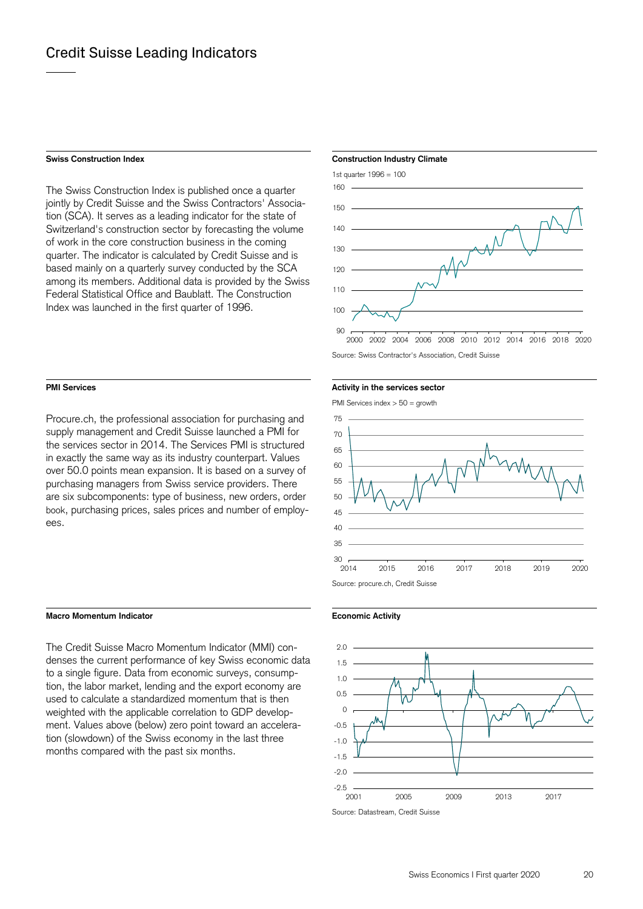# Credit Suisse Leading Indicators

### Swiss Construction Index

The Swiss Construction Index is published once a quarter jointly by Credit Suisse and the Swiss Contractors' Association (SCA). It serves as a leading indicator for the state of Switzerland's construction sector by forecasting the volume of work in the core construction business in the coming quarter. The indicator is calculated by Credit Suisse and is based mainly on a quarterly survey conducted by the SCA among its members. Additional data is provided by the Swiss Federal Statistical Office and Baublatt. The Construction Index was launched in the first quarter of 1996.

**Construction Industry Climate**

1st quarter 1996 = 100

Source: Swiss Contractor's Association, Credit Suisse

### PMI Services

Procure.ch, the professional association for purchasing and supply management and Credit Suisse launched a PMI for the services sector in 2014. The Services PMI is structured in exactly the same way as its industry counterpart. Values over 50.0 points mean expansion. It is based on a survey of purchasing managers from Swiss service providers. There are six subcomponents: type of business, new orders, order book, purchasing prices, sales prices and number of employees.

**Activity in the services sector**

PMI Services index > 50 = growth

Source: procure.ch, Credit Suisse

### Macro Momentum Indicator

The Credit Suisse Macro Momentum Indicator (MMI) condenses the current performance of key Swiss economic data to a single figure. Data from economic surveys, consumption, the labor market, lending and the export economy are used to calculate a standardized momentum that is then weighted with the applicable correlation to GDP development. Values above (below) zero point toward an acceleration (slowdown) of the Swiss economy in the last three months compared with the past six months.

**Economic Activity**

Source: Datastream, Credit Suisse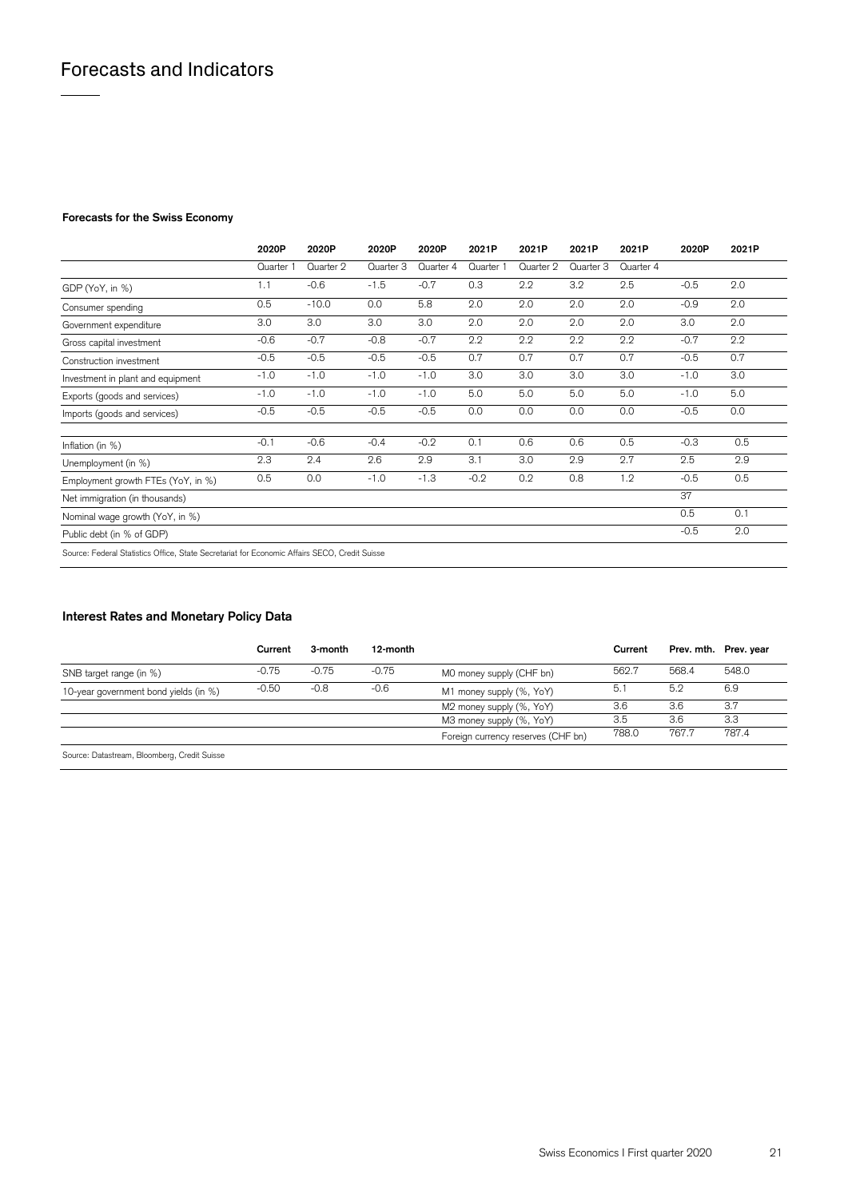# Forecasts and Indicators

### Forecasts for the Swiss Economy

| | 2020P | 2020P | 2020P | 2020P | 2021P | 2021P | 2021P | 2021P | 2020P | 2021P |
|---|---|---|---|---|---|---|---|---|---|---|
| | Quarter 1 | Quarter 2 | Quarter 3 | Quarter 4 | Quarter 1 | Quarter 2 | Quarter 3 | Quarter 4 | | |
| GDP (YoY, in %) | 1.1 | -0.6 | -1.5 | -0.7 | 0.3 | 2.2 | 3.2 | 2.5 | -0.5 | 2.0 |
| Consumer spending | 0.5 | -10.0 | 0.0 | 5.8 | 2.0 | 2.0 | 2.0 | 2.0 | -0.9 | 2.0 |
| Government expenditure | 3.0 | 3.0 | 3.0 | 3.0 | 2.0 | 2.0 | 2.0 | 2.0 | 3.0 | 2.0 |
| Gross capital investment | -0.6 | -0.7 | -0.8 | -0.7 | 2.2 | 2.2 | 2.2 | 2.2 | -0.7 | 2.2 |
| Construction investment | -0.5 | -0.5 | -0.5 | -0.5 | 0.7 | 0.7 | 0.7 | 0.7 | -0.5 | 0.7 |
| Investment in plant and equipment | -1.0 | -1.0 | -1.0 | -1.0 | 3.0 | 3.0 | 3.0 | 3.0 | -1.0 | 3.0 |
| Exports (goods and services) | -1.0 | -1.0 | -1.0 | -1.0 | 5.0 | 5.0 | 5.0 | 5.0 | -1.0 | 5.0 |
| Imports (goods and services) | -0.5 | -0.5 | -0.5 | -0.5 | 0.0 | 0.0 | 0.0 | 0.0 | -0.5 | 0.0 |
| Inflation (in %) | -0.1 | -0.6 | -0.4 | -0.2 | 0.1 | 0.6 | 0.6 | 0.5 | -0.3 | 0.5 |
| Unemployment (in %) | 2.3 | 2.4 | 2.6 | 2.9 | 3.1 | 3.0 | 2.9 | 2.7 | 2.5 | 2.9 |
| Employment growth FTEs (YoY, in %) | 0.5 | 0.0 | -1.0 | -1.3 | -0.2 | 0.2 | 0.8 | 1.2 | -0.5 | 0.5 |
| Net immigration (in thousands) | | | | | | | | | 37 | |
| Nominal wage growth (YoY, in %) | | | | | | | | | 0.5 | 0.1 |
| Public debt (in % of GDP) | | | | | | | | | -0.5 | 2.0 |

Source: Federal Statistics Office, State Secretariat for Economic Affairs SECO, Credit Suisse

### Interest Rates and Monetary Policy Data

| | Current | 3-month | 12-month | | Current | Prev. mth. | Prev. year |
|---|---|---|---|---|---|---|---|
| SNB target range (in %) | -0.75 | -0.75 | -0.75 | M0 money supply (CHF bn) | 562.7 | 568.4 | 548.0 |
| 10-year government bond yields (in %) | -0.50 | -0.8 | -0.6 | M1 money supply (%, YoY) | 5.1 | 5.2 | 6.9 |
| | | | | M2 money supply (%, YoY) | 3.6 | 3.6 | 3.7 |
| | | | | M3 money supply (%, YoY) | 3.5 | 3.6 | 3.3 |
| | | | | Foreign currency reserves (CHF bn) | 788.0 | 767.7 | 787.4 |

Source: Datastream, Bloomberg, Credit Suisse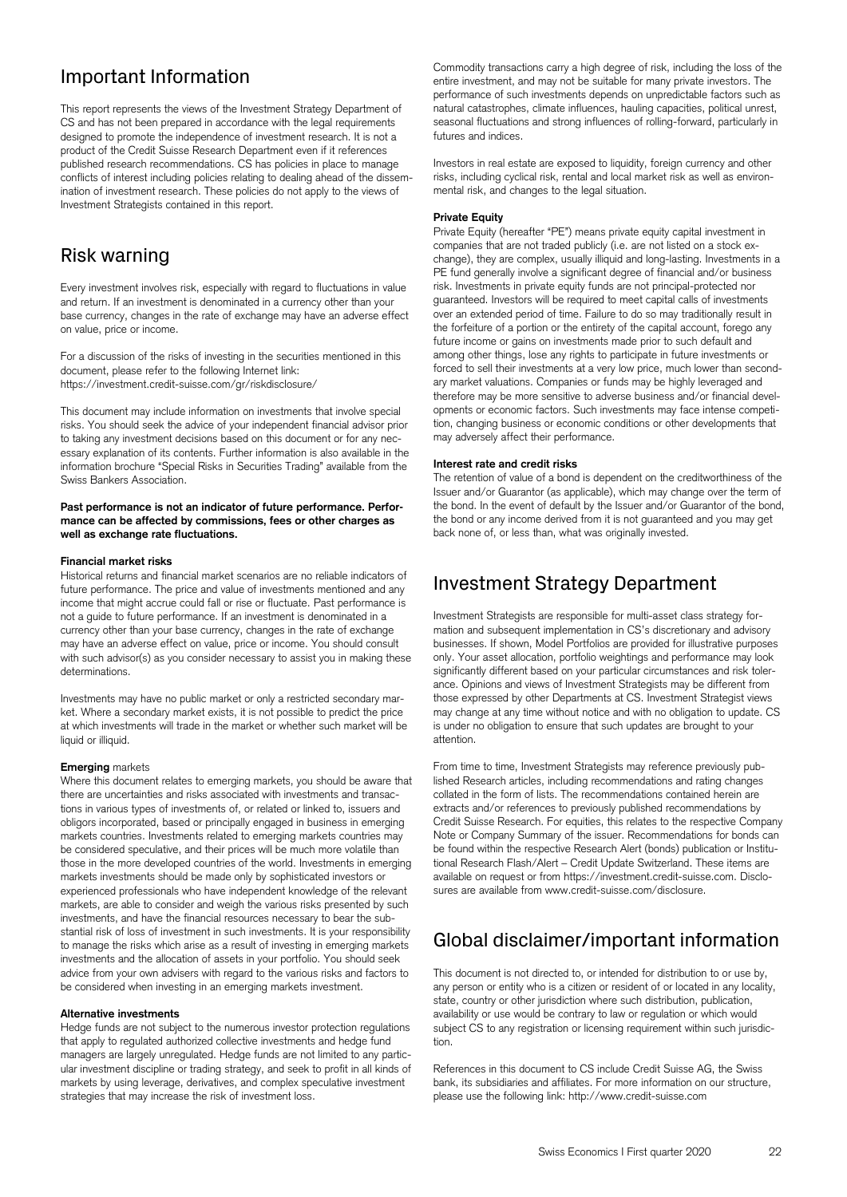## Important Information

This report represents the views of the Investment Strategy Department of CS and has not been prepared in accordance with the legal requirements designed to promote the independence of investment research. It is not a product of the Credit Suisse Research Department even if it references published research recommendations. CS has policies in place to manage conflicts of interest including policies relating to dealing ahead of the dissemination of investment research. These policies do not apply to the views of Investment Strategists contained in this report.

## Risk warning

Every investment involves risk, especially with regard to fluctuations in value and return. If an investment is denominated in a currency other than your base currency, changes in the rate of exchange may have an adverse effect on value, price or income.

For a discussion of the risks of investing in the securities mentioned in this document, please refer to the following Internet link: https://investment.credit-suisse.com/gr/riskdisclosure/

This document may include information on investments that involve special risks. You should seek the advice of your independent financial advisor prior to taking any investment decisions based on this document or for any necessary explanation of its contents. Further information is also available in the information brochure "Special Risks in Securities Trading" available from the Swiss Bankers Association.

**Past performance is not an indicator of future performance. Performance can be affected by commissions, fees or other charges as well as exchange rate fluctuations.**

**Financial market risks**
Historical returns and financial market scenarios are no reliable indicators of future performance. The price and value of investments mentioned and any income that might accrue could fall or rise or fluctuate. Past performance is not a guide to future performance. If an investment is denominated in a currency other than your base currency, changes in the rate of exchange may have an adverse effect on value, price or income. You should consult with such advisor(s) as you consider necessary to assist you in making these determinations.

Investments may have no public market or only a restricted secondary market. Where a secondary market exists, it is not possible to predict the price at which investments will trade in the market or whether such market will be liquid or illiquid.

**Emerging** markets
Where this document relates to emerging markets, you should be aware that there are uncertainties and risks associated with investments and transactions in various types of investments of, or related or linked to, issuers and obligors incorporated, based or principally engaged in business in emerging markets countries. Investments related to emerging markets countries may be considered speculative, and their prices will be much more volatile than those in the more developed countries of the world. Investments in emerging markets investments should be made only by sophisticated investors or experienced professionals who have independent knowledge of the relevant markets, are able to consider and weigh the various risks presented by such investments, and have the financial resources necessary to bear the substantial risk of loss of investment in such investments. It is your responsibility to manage the risks which arise as a result of investing in emerging markets investments and the allocation of assets in your portfolio. You should seek advice from your own advisers with regard to the various risks and factors to be considered when investing in an emerging markets investment.

**Alternative investments**
Hedge funds are not subject to the numerous investor protection regulations that apply to regulated authorized collective investments and hedge fund managers are largely unregulated. Hedge funds are not limited to any particular investment discipline or trading strategy, and seek to profit in all kinds of markets by using leverage, derivatives, and complex speculative investment strategies that may increase the risk of investment loss.

Commodity transactions carry a high degree of risk, including the loss of the entire investment, and may not be suitable for many private investors. The performance of such investments depends on unpredictable factors such as natural catastrophes, climate influences, hauling capacities, political unrest, seasonal fluctuations and strong influences of rolling-forward, particularly in futures and indices.

Investors in real estate are exposed to liquidity, foreign currency and other risks, including cyclical risk, rental and local market risk as well as environmental risk, and changes to the legal situation.

**Private Equity**
Private Equity (hereafter "PE") means private equity capital investment in companies that are not traded publicly (i.e. are not listed on a stock exchange), they are complex, usually illiquid and long-lasting. Investments in a PE fund generally involve a significant degree of financial and/or business risk. Investments in private equity funds are not principal-protected nor guaranteed. Investors will be required to meet capital calls of investments over an extended period of time. Failure to do so may traditionally result in the forfeiture of a portion or the entirety of the capital account, forego any future income or gains on investments made prior to such default and among other things, lose any rights to participate in future investments or forced to sell their investments at a very low price, much lower than secondary market valuations. Companies or funds may be highly leveraged and therefore may be more sensitive to adverse business and/or financial developments or economic factors. Such investments may face intense competition, changing business or economic conditions or other developments that may adversely affect their performance.

**Interest rate and credit risks**
The retention of value of a bond is dependent on the creditworthiness of the Issuer and/or Guarantor (as applicable), which may change over the term of the bond. In the event of default by the Issuer and/or Guarantor of the bond, the bond or any income derived from it is not guaranteed and you may get back none of, or less than, what was originally invested.

## Investment Strategy Department

Investment Strategists are responsible for multi-asset class strategy formation and subsequent implementation in CS's discretionary and advisory businesses. If shown, Model Portfolios are provided for illustrative purposes only. Your asset allocation, portfolio weightings and performance may look significantly different based on your particular circumstances and risk tolerance. Opinions and views of Investment Strategists may be different from those expressed by other Departments at CS. Investment Strategist views may change at any time without notice and with no obligation to update. CS is under no obligation to ensure that such updates are brought to your attention.

From time to time, Investment Strategists may reference previously published Research articles, including recommendations and rating changes collated in the form of lists. The recommendations contained herein are extracts and/or references to previously published recommendations by Credit Suisse Research. For equities, this relates to the respective Company Note or Company Summary of the issuer. Recommendations for bonds can be found within the respective Research Alert (bonds) publication or Institutional Research Flash/Alert – Credit Update Switzerland. These items are available on request or from https://investment.credit-suisse.com. Disclosures are available from www.credit-suisse.com/disclosure.

## Global disclaimer/important information

This document is not directed to, or intended for distribution to or use by, any person or entity who is a citizen or resident of or located in any locality, state, country or other jurisdiction where such distribution, publication, availability or use would be contrary to law or regulation or which would subject CS to any registration or licensing requirement within such jurisdiction.

References in this document to CS include Credit Suisse AG, the Swiss bank, its subsidiaries and affiliates. For more information on our structure, please use the following link: http://www.credit-suisse.com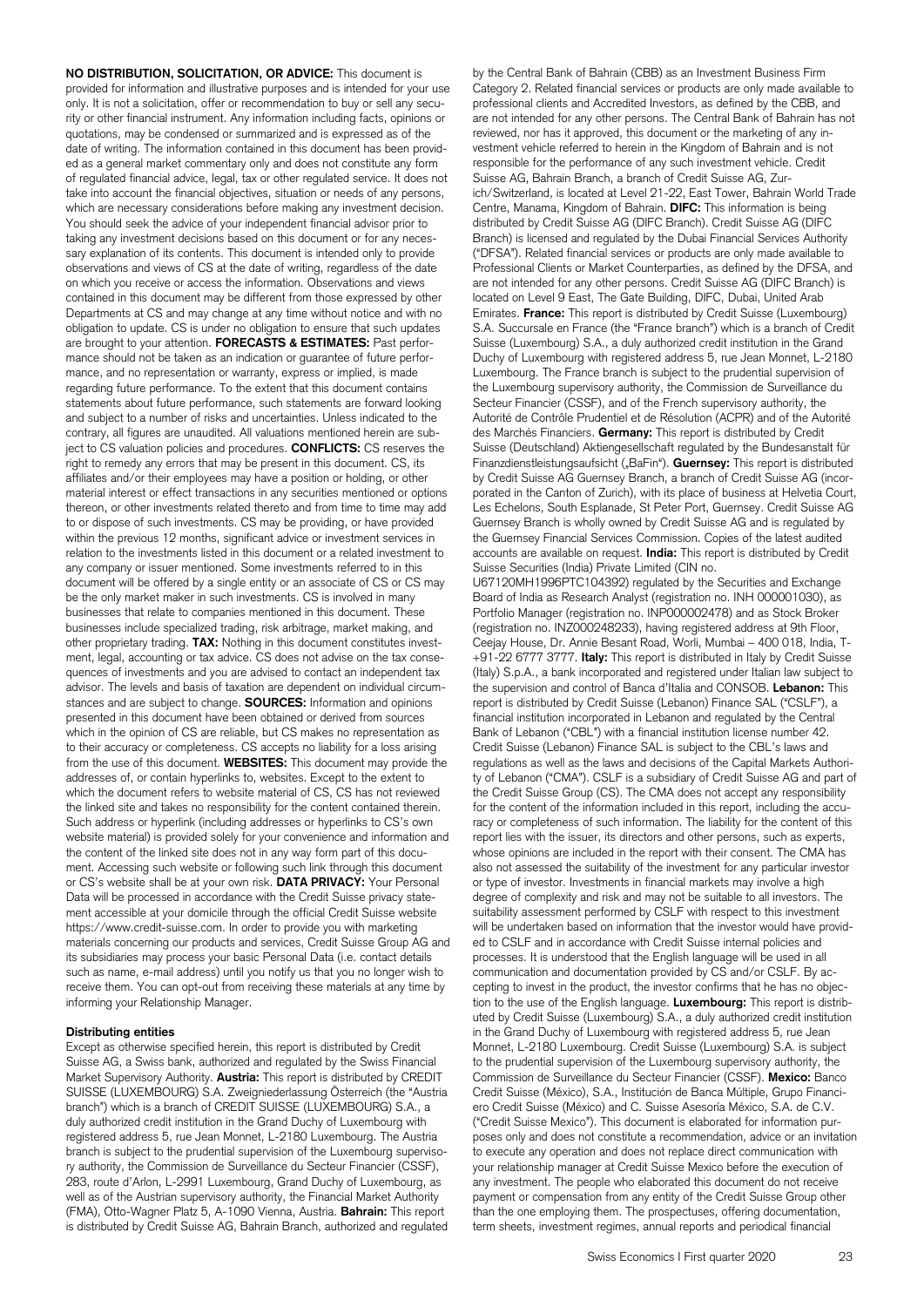**NO DISTRIBUTION, SOLICITATION, OR ADVICE:** This document is provided for information and illustrative purposes and is intended for your use only. It is not a solicitation, offer or recommendation to buy or sell any security or other financial instrument. Any information including facts, opinions or quotations, may be condensed or summarized and is expressed as of the date of writing. The information contained in this document has been provided as a general market commentary only and does not constitute any form of regulated financial advice, legal, tax or other regulated service. It does not take into account the financial objectives, situation or needs of any persons, which are necessary considerations before making any investment decision. You should seek the advice of your independent financial advisor prior to taking any investment decisions based on this document or for any necessary explanation of its contents. This document is intended only to provide observations and views of CS at the date of writing, regardless of the date on which you receive or access the information. Observations and views contained in this document may be different from those expressed by other Departments at CS and may change at any time without notice and with no obligation to update. CS is under no obligation to ensure that such updates are brought to your attention. **FORECASTS & ESTIMATES:** Past performance should not be taken as an indication or guarantee of future performance, and no representation or warranty, express or implied, is made regarding future performance. To the extent that this document contains statements about future performance, such statements are forward looking and subject to a number of risks and uncertainties. Unless indicated to the contrary, all figures are unaudited. All valuations mentioned herein are subject to CS valuation policies and procedures. **CONFLICTS:** CS reserves the right to remedy any errors that may be present in this document. CS, its affiliates and/or their employees may have a position or holding, or other material interest or effect transactions in any securities mentioned or options thereon, or other investments related thereto and from time to time may add to or dispose of such investments. CS may be providing, or have provided within the previous 12 months, significant advice or investment services in relation to the investments listed in this document or a related investment to any company or issuer mentioned. Some investments referred to in this document will be offered by a single entity or an associate of CS or CS may be the only market maker in such investments. CS is involved in many businesses that relate to companies mentioned in this document. These businesses include specialized trading, risk arbitrage, market making, and other proprietary trading. **TAX:** Nothing in this document constitutes investment, legal, accounting or tax advice. CS does not advise on the tax consequences of investments and you are advised to contact an independent tax advisor. The levels and basis of taxation are dependent on individual circumstances and are subject to change. **SOURCES:** Information and opinions presented in this document have been obtained or derived from sources which in the opinion of CS are reliable, but CS makes no representation as to their accuracy or completeness. CS accepts no liability for a loss arising from the use of this document. **WEBSITES:** This document may provide the addresses of, or contain hyperlinks to, websites. Except to the extent to which the document refers to website material of CS, CS has not reviewed the linked site and takes no responsibility for the content contained therein. Such address or hyperlink (including addresses or hyperlinks to CS's own website material) is provided solely for your convenience and information and the content of the linked site does not in any way form part of this document. Accessing such website or following such link through this document or CS's website shall be at your own risk. **DATA PRIVACY:** Your Personal Data will be processed in accordance with the Credit Suisse privacy statement accessible at your domicile through the official Credit Suisse website https://www.credit-suisse.com. In order to provide you with marketing materials concerning our products and services, Credit Suisse Group AG and its subsidiaries may process your basic Personal Data (i.e. contact details such as name, e-mail address) until you notify us that you no longer wish to receive them. You can opt-out from receiving these materials at any time by informing your Relationship Manager.

**Distributing entities**

Except as otherwise specified herein, this report is distributed by Credit Suisse AG, a Swiss bank, authorized and regulated by the Swiss Financial Market Supervisory Authority. **Austria:** This report is distributed by CREDIT SUISSE (LUXEMBOURG) S.A. Zweigniederlassung Österreich (the "Austria branch") which is a branch of CREDIT SUISSE (LUXEMBOURG) S.A., a duly authorized credit institution in the Grand Duchy of Luxembourg with registered address 5, rue Jean Monnet, L-2180 Luxembourg. The Austria branch is subject to the prudential supervision of the Luxembourg supervisory authority, the Commission de Surveillance du Secteur Financier (CSSF), 283, route d'Arlon, L-2991 Luxembourg, Grand Duchy of Luxembourg, as well as of the Austrian supervisory authority, the Financial Market Authority (FMA), Otto-Wagner Platz 5, A-1090 Vienna, Austria. **Bahrain:** This report is distributed by Credit Suisse AG, Bahrain Branch, authorized and regulated by the Central Bank of Bahrain (CBB) as an Investment Business Firm Category 2. Related financial services or products are only made available to professional clients and Accredited Investors, as defined by the CBB, and are not intended for any other persons. The Central Bank of Bahrain has not reviewed, nor has it approved, this document or the marketing of any investment vehicle referred to herein in the Kingdom of Bahrain and is not responsible for the performance of any such investment vehicle. Credit Suisse AG, Bahrain Branch, a branch of Credit Suisse AG, Zurich/Switzerland, is located at Level 21-22, East Tower, Bahrain World Trade Centre, Manama, Kingdom of Bahrain. **DIFC:** This information is being distributed by Credit Suisse AG (DIFC Branch). Credit Suisse AG (DIFC Branch) is licensed and regulated by the Dubai Financial Services Authority ("DFSA"). Related financial services or products are only made available to Professional Clients or Market Counterparties, as defined by the DFSA, and are not intended for any other persons. Credit Suisse AG (DIFC Branch) is located on Level 9 East, The Gate Building, DIFC, Dubai, United Arab Emirates. **France:** This report is distributed by Credit Suisse (Luxembourg) S.A. Succursale en France (the "France branch") which is a branch of Credit Suisse (Luxembourg) S.A., a duly authorized credit institution in the Grand Duchy of Luxembourg with registered address 5, rue Jean Monnet, L-2180 Luxembourg. The France branch is subject to the prudential supervision of the Luxembourg supervisory authority, the Commission de Surveillance du Secteur Financier (CSSF), and of the French supervisory authority, the Autorité de Contrôle Prudentiel et de Résolution (ACPR) and of the Autorité des Marchés Financiers. **Germany:** This report is distributed by Credit Suisse (Deutschland) Aktiengesellschaft regulated by the Bundesanstalt für Finanzdienstleistungsaufsicht („BaFin"). **Guernsey:** This report is distributed by Credit Suisse AG Guernsey Branch, a branch of Credit Suisse AG (incorporated in the Canton of Zurich), with its place of business at Helvetia Court, Les Echelons, South Esplanade, St Peter Port, Guernsey. Credit Suisse AG Guernsey Branch is wholly owned by Credit Suisse AG and is regulated by the Guernsey Financial Services Commission. Copies of the latest audited accounts are available on request. **India:** This report is distributed by Credit Suisse Securities (India) Private Limited (CIN no. U67120MH1996PTC104392) regulated by the Securities and Exchange Board of India as Research Analyst (registration no. INH 000001030), as Portfolio Manager (registration no. INP000002478) and as Stock Broker (registration no. INZ000248233), having registered address at 9th Floor, Ceejay House, Dr. Annie Besant Road, Worli, Mumbai – 400 018, India, T- +91-22 6777 3777. **Italy:** This report is distributed in Italy by Credit Suisse (Italy) S.p.A., a bank incorporated and registered under Italian law subject to the supervision and control of Banca d'Italia and CONSOB. **Lebanon:** This report is distributed by Credit Suisse (Lebanon) Finance SAL ("CSLF"), a financial institution incorporated in Lebanon and regulated by the Central Bank of Lebanon ("CBL") with a financial institution license number 42. Credit Suisse (Lebanon) Finance SAL is subject to the CBL's laws and regulations as well as the laws and decisions of the Capital Markets Authority of Lebanon ("CMA"). CSLF is a subsidiary of Credit Suisse AG and part of the Credit Suisse Group (CS). The CMA does not accept any responsibility for the content of the information included in this report, including the accuracy or completeness of such information. The liability for the content of this report lies with the issuer, its directors and other persons, such as experts, whose opinions are included in the report with their consent. The CMA has also not assessed the suitability of the investment for any particular investor or type of investor. Investments in financial markets may involve a high degree of complexity and risk and may not be suitable to all investors. The suitability assessment performed by CSLF with respect to this investment will be undertaken based on information that the investor would have provided to CSLF and in accordance with Credit Suisse internal policies and processes. It is understood that the English language will be used in all communication and documentation provided by CS and/or CSLF. By accepting to invest in the product, the investor confirms that he has no objection to the use of the English language. **Luxembourg:** This report is distributed by Credit Suisse (Luxembourg) S.A., a duly authorized credit institution in the Grand Duchy of Luxembourg with registered address 5, rue Jean Monnet, L-2180 Luxembourg. Credit Suisse (Luxembourg) S.A. is subject to the prudential supervision of the Luxembourg supervisory authority, the Commission de Surveillance du Secteur Financier (CSSF). **Mexico:** Banco Credit Suisse (México), S.A., Institución de Banca Múltiple, Grupo Financiero Credit Suisse (México) and C. Suisse Asesoría México, S.A. de C.V. ("Credit Suisse Mexico"). This document is elaborated for information purposes only and does not constitute a recommendation, advice or an invitation to execute any operation and does not replace direct communication with your relationship manager at Credit Suisse Mexico before the execution of any investment. The people who elaborated this document do not receive payment or compensation from any entity of the Credit Suisse Group other than the one employing them. The prospectuses, offering documentation, term sheets, investment regimes, annual reports and periodical financial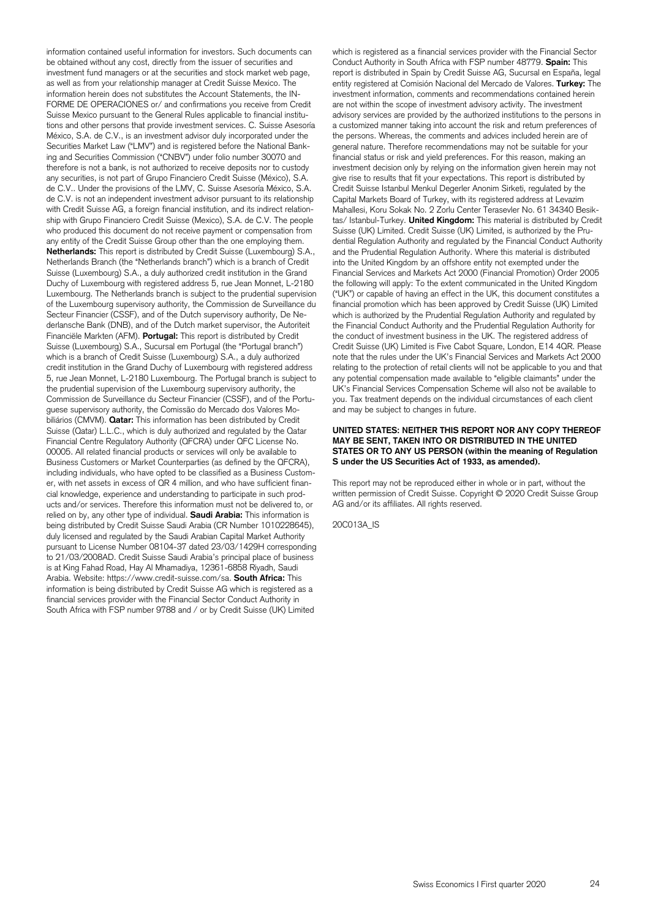information contained useful information for investors. Such documents can be obtained without any cost, directly from the issuer of securities and investment fund managers or at the securities and stock market web page, as well as from your relationship manager at Credit Suisse Mexico. The information herein does not substitutes the Account Statements, the INFORME DE OPERACIONES or/ and confirmations you receive from Credit Suisse Mexico pursuant to the General Rules applicable to financial institutions and other persons that provide investment services. C. Suisse Asesoría México, S.A. de C.V., is an investment advisor duly incorporated under the Securities Market Law ("LMV") and is registered before the National Banking and Securities Commission ("CNBV") under folio number 30070 and therefore is not a bank, is not authorized to receive deposits nor to custody any securities, is not part of Grupo Financiero Credit Suisse (México), S.A. de C.V.. Under the provisions of the LMV, C. Suisse Asesoría México, S.A. de C.V. is not an independent investment advisor pursuant to its relationship with Credit Suisse AG, a foreign financial institution, and its indirect relationship with Grupo Financiero Credit Suisse (Mexico), S.A. de C.V. The people who produced this document do not receive payment or compensation from any entity of the Credit Suisse Group other than the one employing them. **Netherlands:** This report is distributed by Credit Suisse (Luxembourg) S.A., Netherlands Branch (the "Netherlands branch") which is a branch of Credit Suisse (Luxembourg) S.A., a duly authorized credit institution in the Grand Duchy of Luxembourg with registered address 5, rue Jean Monnet, L-2180 Luxembourg. The Netherlands branch is subject to the prudential supervision of the Luxembourg supervisory authority, the Commission de Surveillance du Secteur Financier (CSSF), and of the Dutch supervisory authority, De Nederlansche Bank (DNB), and of the Dutch market supervisor, the Autoriteit Financiële Markten (AFM). **Portugal:** This report is distributed by Credit Suisse (Luxembourg) S.A., Sucursal em Portugal (the "Portugal branch") which is a branch of Credit Suisse (Luxembourg) S.A., a duly authorized credit institution in the Grand Duchy of Luxembourg with registered address 5, rue Jean Monnet, L-2180 Luxembourg. The Portugal branch is subject to the prudential supervision of the Luxembourg supervisory authority, the Commission de Surveillance du Secteur Financier (CSSF), and of the Portuguese supervisory authority, the Comissão do Mercado dos Valores Mobiliários (CMVM). **Qatar:** This information has been distributed by Credit Suisse (Qatar) L.L.C., which is duly authorized and regulated by the Qatar Financial Centre Regulatory Authority (QFCRA) under QFC License No. 00005. All related financial products or services will only be available to Business Customers or Market Counterparties (as defined by the QFCRA), including individuals, who have opted to be classified as a Business Customer, with net assets in excess of QR 4 million, and who have sufficient financial knowledge, experience and understanding to participate in such products and/or services. Therefore this information must not be delivered to, or relied on by, any other type of individual. **Saudi Arabia:** This information is being distributed by Credit Suisse Saudi Arabia (CR Number 1010228645), duly licensed and regulated by the Saudi Arabian Capital Market Authority pursuant to License Number 08104-37 dated 23/03/1429H corresponding to 21/03/2008AD. Credit Suisse Saudi Arabia's principal place of business is at King Fahad Road, Hay Al Mhamadiya, 12361-6858 Riyadh, Saudi Arabia. Website: https://www.credit-suisse.com/sa. **South Africa:** This information is being distributed by Credit Suisse AG which is registered as a financial services provider with the Financial Sector Conduct Authority in South Africa with FSP number 9788 and / or by Credit Suisse (UK) Limited which is registered as a financial services provider with the Financial Sector Conduct Authority in South Africa with FSP number 48779. **Spain:** This report is distributed in Spain by Credit Suisse AG, Sucursal en España, legal entity registered at Comisión Nacional del Mercado de Valores. **Turkey:** The investment information, comments and recommendations contained herein are not within the scope of investment advisory activity. The investment advisory services are provided by the authorized institutions to the persons in a customized manner taking into account the risk and return preferences of the persons. Whereas, the comments and advices included herein are of general nature. Therefore recommendations may not be suitable for your financial status or risk and yield preferences. For this reason, making an investment decision only by relying on the information given herein may not give rise to results that fit your expectations. This report is distributed by Credit Suisse Istanbul Menkul Degerler Anonim Sirketi, regulated by the Capital Markets Board of Turkey, with its registered address at Levazim Mahallesi, Koru Sokak No. 2 Zorlu Center Terasevler No. 61 34340 Besiktas/ Istanbul-Turkey. **United Kingdom:** This material is distributed by Credit Suisse (UK) Limited. Credit Suisse (UK) Limited, is authorized by the Prudential Regulation Authority and regulated by the Financial Conduct Authority and the Prudential Regulation Authority. Where this material is distributed into the United Kingdom by an offshore entity not exempted under the Financial Services and Markets Act 2000 (Financial Promotion) Order 2005 the following will apply: To the extent communicated in the United Kingdom ("UK") or capable of having an effect in the UK, this document constitutes a financial promotion which has been approved by Credit Suisse (UK) Limited which is authorized by the Prudential Regulation Authority and regulated by the Financial Conduct Authority and the Prudential Regulation Authority for the conduct of investment business in the UK. The registered address of Credit Suisse (UK) Limited is Five Cabot Square, London, E14 4QR. Please note that the rules under the UK's Financial Services and Markets Act 2000 relating to the protection of retail clients will not be applicable to you and that any potential compensation made available to "eligible claimants" under the UK's Financial Services Compensation Scheme will also not be available to you. Tax treatment depends on the individual circumstances of each client and may be subject to changes in future.

**UNITED STATES: NEITHER THIS REPORT NOR ANY COPY THEREOF MAY BE SENT, TAKEN INTO OR DISTRIBUTED IN THE UNITED STATES OR TO ANY US PERSON (within the meaning of Regulation S under the US Securities Act of 1933, as amended).**

This report may not be reproduced either in whole or in part, without the written permission of Credit Suisse. Copyright © 2020 Credit Suisse Group AG and/or its affiliates. All rights reserved.

20C013A_IS